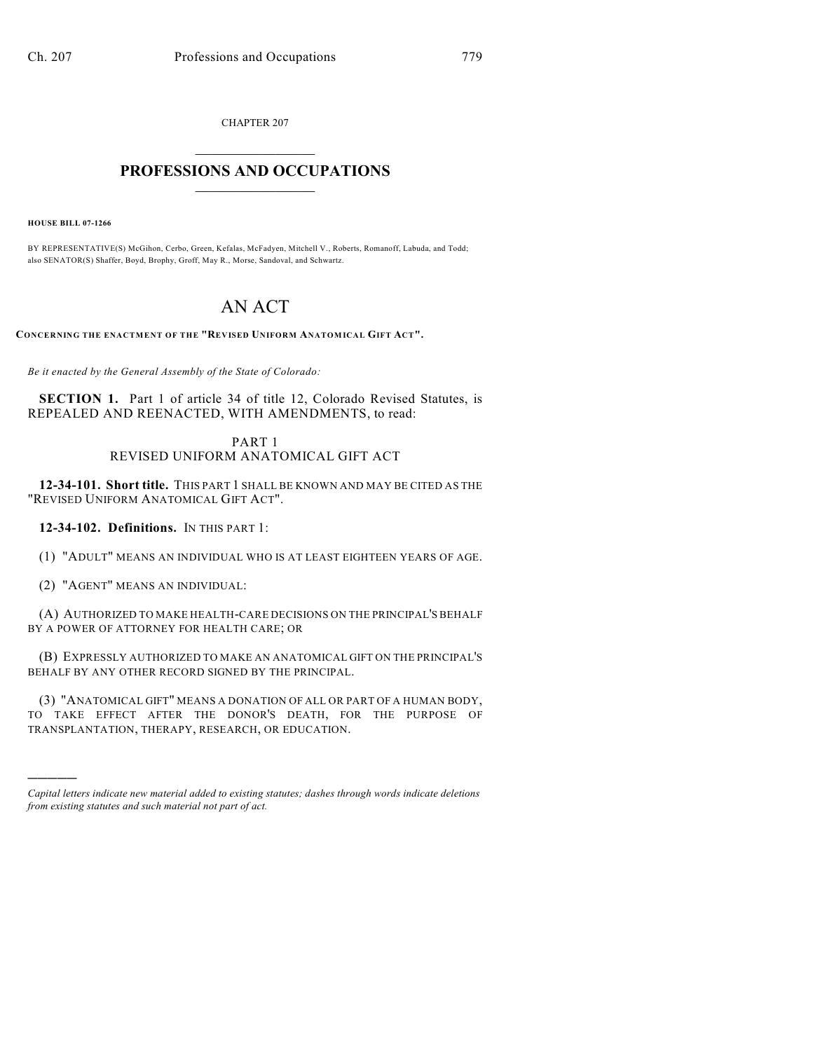CHAPTER 207

# PROFESSIONS AND OCCUPATIONS

**HOUSE BILL 07-1266**

BY REPRESENTATIVE(S) McGihon, Cerbo, Green, Kefalas, McFadyen, Mitchell V., Roberts, Romanoff, Labuda, and Todd; also SENATOR(S) Shaffer, Boyd, Brophy, Groff, May R., Morse, Sandoval, and Schwartz.

# AN ACT

**CONCERNING THE ENACTMENT OF THE "REVISED UNIFORM ANATOMICAL GIFT ACT".**

*Be it enacted by the General Assembly of the State of Colorado:*

**SECTION 1.** Part 1 of article 34 of title 12, Colorado Revised Statutes, is REPEALED AND REENACTED, WITH AMENDMENTS, to read:

## PART 1
## REVISED UNIFORM ANATOMICAL GIFT ACT

**12-34-101. Short title.** THIS PART 1 SHALL BE KNOWN AND MAY BE CITED AS THE "REVISED UNIFORM ANATOMICAL GIFT ACT".

**12-34-102. Definitions.** IN THIS PART 1:

(1) "ADULT" MEANS AN INDIVIDUAL WHO IS AT LEAST EIGHTEEN YEARS OF AGE.

(2) "AGENT" MEANS AN INDIVIDUAL:

(A) AUTHORIZED TO MAKE HEALTH-CARE DECISIONS ON THE PRINCIPAL'S BEHALF BY A POWER OF ATTORNEY FOR HEALTH CARE; OR

(B) EXPRESSLY AUTHORIZED TO MAKE AN ANATOMICAL GIFT ON THE PRINCIPAL'S BEHALF BY ANY OTHER RECORD SIGNED BY THE PRINCIPAL.

(3) "ANATOMICAL GIFT" MEANS A DONATION OF ALL OR PART OF A HUMAN BODY, TO TAKE EFFECT AFTER THE DONOR'S DEATH, FOR THE PURPOSE OF TRANSPLANTATION, THERAPY, RESEARCH, OR EDUCATION.

*Capital letters indicate new material added to existing statutes; dashes through words indicate deletions from existing statutes and such material not part of act.*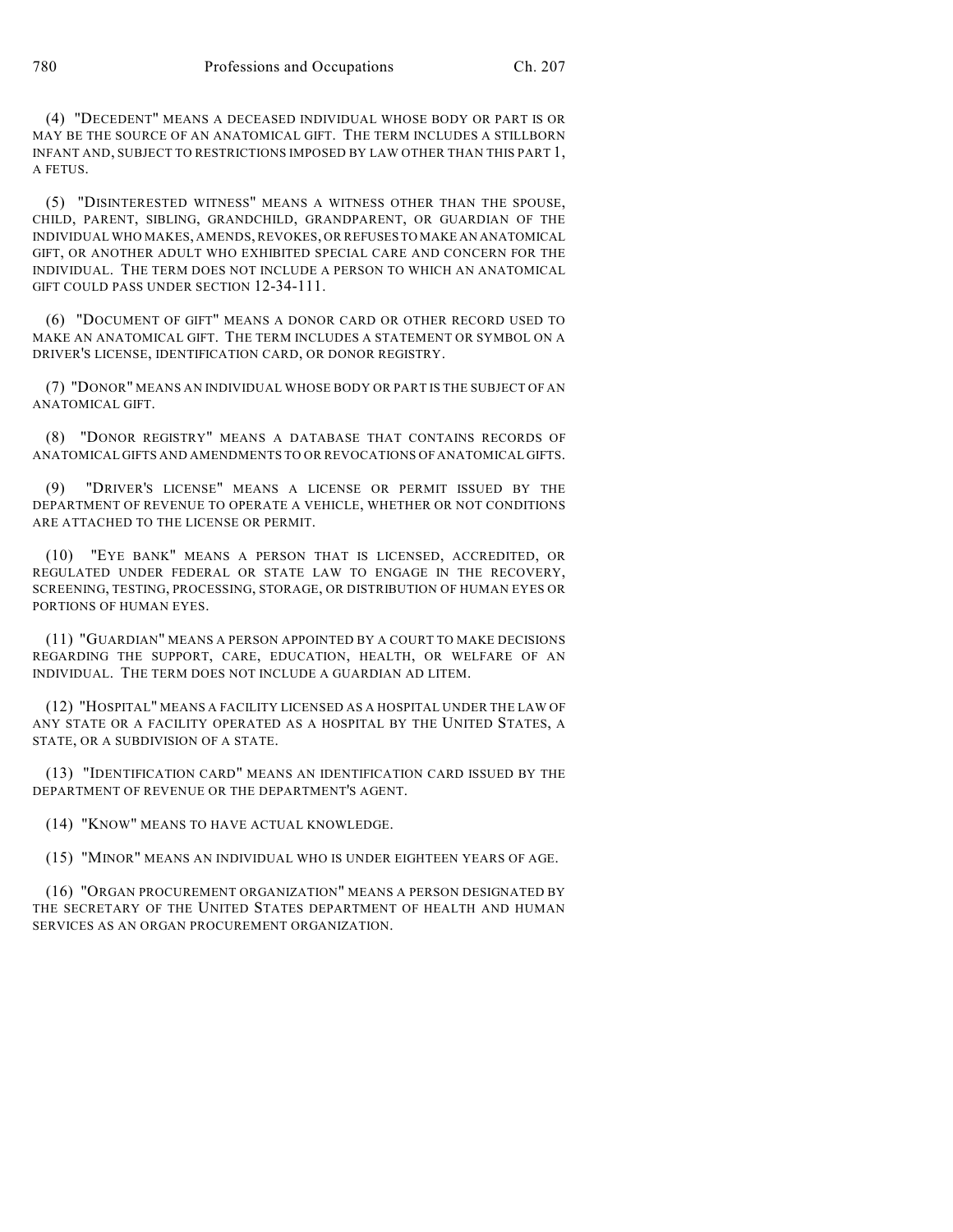(4) "DECEDENT" MEANS A DECEASED INDIVIDUAL WHOSE BODY OR PART IS OR MAY BE THE SOURCE OF AN ANATOMICAL GIFT. THE TERM INCLUDES A STILLBORN INFANT AND, SUBJECT TO RESTRICTIONS IMPOSED BY LAW OTHER THAN THIS PART 1, A FETUS.

(5) "DISINTERESTED WITNESS" MEANS A WITNESS OTHER THAN THE SPOUSE, CHILD, PARENT, SIBLING, GRANDCHILD, GRANDPARENT, OR GUARDIAN OF THE INDIVIDUAL WHO MAKES, AMENDS, REVOKES, OR REFUSES TO MAKE AN ANATOMICAL GIFT, OR ANOTHER ADULT WHO EXHIBITED SPECIAL CARE AND CONCERN FOR THE INDIVIDUAL. THE TERM DOES NOT INCLUDE A PERSON TO WHICH AN ANATOMICAL GIFT COULD PASS UNDER SECTION 12-34-111.

(6) "DOCUMENT OF GIFT" MEANS A DONOR CARD OR OTHER RECORD USED TO MAKE AN ANATOMICAL GIFT. THE TERM INCLUDES A STATEMENT OR SYMBOL ON A DRIVER'S LICENSE, IDENTIFICATION CARD, OR DONOR REGISTRY.

(7) "DONOR" MEANS AN INDIVIDUAL WHOSE BODY OR PART IS THE SUBJECT OF AN ANATOMICAL GIFT.

(8) "DONOR REGISTRY" MEANS A DATABASE THAT CONTAINS RECORDS OF ANATOMICAL GIFTS AND AMENDMENTS TO OR REVOCATIONS OF ANATOMICAL GIFTS.

(9) "DRIVER'S LICENSE" MEANS A LICENSE OR PERMIT ISSUED BY THE DEPARTMENT OF REVENUE TO OPERATE A VEHICLE, WHETHER OR NOT CONDITIONS ARE ATTACHED TO THE LICENSE OR PERMIT.

(10) "EYE BANK" MEANS A PERSON THAT IS LICENSED, ACCREDITED, OR REGULATED UNDER FEDERAL OR STATE LAW TO ENGAGE IN THE RECOVERY, SCREENING, TESTING, PROCESSING, STORAGE, OR DISTRIBUTION OF HUMAN EYES OR PORTIONS OF HUMAN EYES.

(11) "GUARDIAN" MEANS A PERSON APPOINTED BY A COURT TO MAKE DECISIONS REGARDING THE SUPPORT, CARE, EDUCATION, HEALTH, OR WELFARE OF AN INDIVIDUAL. THE TERM DOES NOT INCLUDE A GUARDIAN AD LITEM.

(12) "HOSPITAL" MEANS A FACILITY LICENSED AS A HOSPITAL UNDER THE LAW OF ANY STATE OR A FACILITY OPERATED AS A HOSPITAL BY THE UNITED STATES, A STATE, OR A SUBDIVISION OF A STATE.

(13) "IDENTIFICATION CARD" MEANS AN IDENTIFICATION CARD ISSUED BY THE DEPARTMENT OF REVENUE OR THE DEPARTMENT'S AGENT.

(14) "KNOW" MEANS TO HAVE ACTUAL KNOWLEDGE.

(15) "MINOR" MEANS AN INDIVIDUAL WHO IS UNDER EIGHTEEN YEARS OF AGE.

(16) "ORGAN PROCUREMENT ORGANIZATION" MEANS A PERSON DESIGNATED BY THE SECRETARY OF THE UNITED STATES DEPARTMENT OF HEALTH AND HUMAN SERVICES AS AN ORGAN PROCUREMENT ORGANIZATION.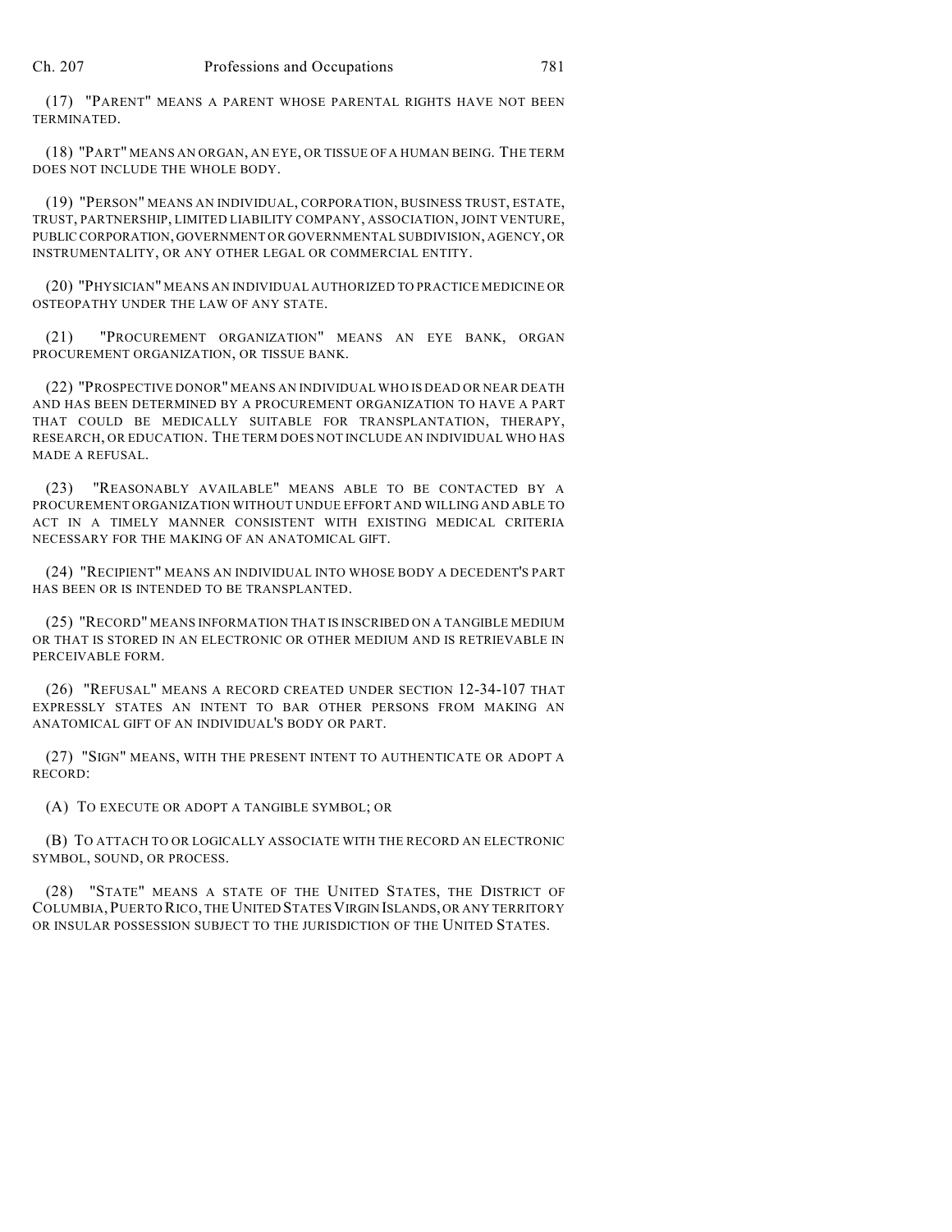(17) "PARENT" MEANS A PARENT WHOSE PARENTAL RIGHTS HAVE NOT BEEN TERMINATED.

(18) "PART" MEANS AN ORGAN, AN EYE, OR TISSUE OF A HUMAN BEING. THE TERM DOES NOT INCLUDE THE WHOLE BODY.

(19) "PERSON" MEANS AN INDIVIDUAL, CORPORATION, BUSINESS TRUST, ESTATE, TRUST, PARTNERSHIP, LIMITED LIABILITY COMPANY, ASSOCIATION, JOINT VENTURE, PUBLIC CORPORATION, GOVERNMENT OR GOVERNMENTAL SUBDIVISION, AGENCY, OR INSTRUMENTALITY, OR ANY OTHER LEGAL OR COMMERCIAL ENTITY.

(20) "PHYSICIAN" MEANS AN INDIVIDUAL AUTHORIZED TO PRACTICE MEDICINE OR OSTEOPATHY UNDER THE LAW OF ANY STATE.

(21) "PROCUREMENT ORGANIZATION" MEANS AN EYE BANK, ORGAN PROCUREMENT ORGANIZATION, OR TISSUE BANK.

(22) "PROSPECTIVE DONOR" MEANS AN INDIVIDUAL WHO IS DEAD OR NEAR DEATH AND HAS BEEN DETERMINED BY A PROCUREMENT ORGANIZATION TO HAVE A PART THAT COULD BE MEDICALLY SUITABLE FOR TRANSPLANTATION, THERAPY, RESEARCH, OR EDUCATION. THE TERM DOES NOT INCLUDE AN INDIVIDUAL WHO HAS MADE A REFUSAL.

(23) "REASONABLY AVAILABLE" MEANS ABLE TO BE CONTACTED BY A PROCUREMENT ORGANIZATION WITHOUT UNDUE EFFORT AND WILLING AND ABLE TO ACT IN A TIMELY MANNER CONSISTENT WITH EXISTING MEDICAL CRITERIA NECESSARY FOR THE MAKING OF AN ANATOMICAL GIFT.

(24) "RECIPIENT" MEANS AN INDIVIDUAL INTO WHOSE BODY A DECEDENT'S PART HAS BEEN OR IS INTENDED TO BE TRANSPLANTED.

(25) "RECORD" MEANS INFORMATION THAT IS INSCRIBED ON A TANGIBLE MEDIUM OR THAT IS STORED IN AN ELECTRONIC OR OTHER MEDIUM AND IS RETRIEVABLE IN PERCEIVABLE FORM.

(26) "REFUSAL" MEANS A RECORD CREATED UNDER SECTION 12-34-107 THAT EXPRESSLY STATES AN INTENT TO BAR OTHER PERSONS FROM MAKING AN ANATOMICAL GIFT OF AN INDIVIDUAL'S BODY OR PART.

(27) "SIGN" MEANS, WITH THE PRESENT INTENT TO AUTHENTICATE OR ADOPT A RECORD:

(A) TO EXECUTE OR ADOPT A TANGIBLE SYMBOL; OR

(B) TO ATTACH TO OR LOGICALLY ASSOCIATE WITH THE RECORD AN ELECTRONIC SYMBOL, SOUND, OR PROCESS.

(28) "STATE" MEANS A STATE OF THE UNITED STATES, THE DISTRICT OF COLUMBIA, PUERTO RICO, THE UNITED STATES VIRGIN ISLANDS, OR ANY TERRITORY OR INSULAR POSSESSION SUBJECT TO THE JURISDICTION OF THE UNITED STATES.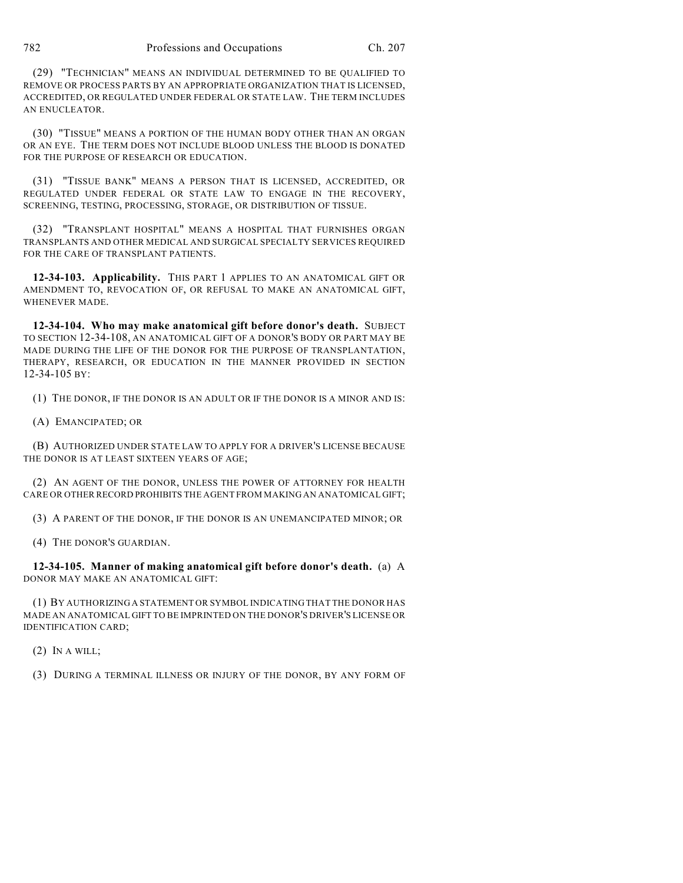(29) "TECHNICIAN" MEANS AN INDIVIDUAL DETERMINED TO BE QUALIFIED TO REMOVE OR PROCESS PARTS BY AN APPROPRIATE ORGANIZATION THAT IS LICENSED, ACCREDITED, OR REGULATED UNDER FEDERAL OR STATE LAW. THE TERM INCLUDES AN ENUCLEATOR.

(30) "TISSUE" MEANS A PORTION OF THE HUMAN BODY OTHER THAN AN ORGAN OR AN EYE. THE TERM DOES NOT INCLUDE BLOOD UNLESS THE BLOOD IS DONATED FOR THE PURPOSE OF RESEARCH OR EDUCATION.

(31) "TISSUE BANK" MEANS A PERSON THAT IS LICENSED, ACCREDITED, OR REGULATED UNDER FEDERAL OR STATE LAW TO ENGAGE IN THE RECOVERY, SCREENING, TESTING, PROCESSING, STORAGE, OR DISTRIBUTION OF TISSUE.

(32) "TRANSPLANT HOSPITAL" MEANS A HOSPITAL THAT FURNISHES ORGAN TRANSPLANTS AND OTHER MEDICAL AND SURGICAL SPECIALTY SERVICES REQUIRED FOR THE CARE OF TRANSPLANT PATIENTS.

**12-34-103. Applicability.** THIS PART 1 APPLIES TO AN ANATOMICAL GIFT OR AMENDMENT TO, REVOCATION OF, OR REFUSAL TO MAKE AN ANATOMICAL GIFT, WHENEVER MADE.

**12-34-104. Who may make anatomical gift before donor's death.** SUBJECT TO SECTION 12-34-108, AN ANATOMICAL GIFT OF A DONOR'S BODY OR PART MAY BE MADE DURING THE LIFE OF THE DONOR FOR THE PURPOSE OF TRANSPLANTATION, THERAPY, RESEARCH, OR EDUCATION IN THE MANNER PROVIDED IN SECTION 12-34-105 BY:

(1) THE DONOR, IF THE DONOR IS AN ADULT OR IF THE DONOR IS A MINOR AND IS:

(A) EMANCIPATED; OR

(B) AUTHORIZED UNDER STATE LAW TO APPLY FOR A DRIVER'S LICENSE BECAUSE THE DONOR IS AT LEAST SIXTEEN YEARS OF AGE;

(2) AN AGENT OF THE DONOR, UNLESS THE POWER OF ATTORNEY FOR HEALTH CARE OR OTHER RECORD PROHIBITS THE AGENT FROM MAKING AN ANATOMICAL GIFT;

(3) A PARENT OF THE DONOR, IF THE DONOR IS AN UNEMANCIPATED MINOR; OR

(4) THE DONOR'S GUARDIAN.

**12-34-105. Manner of making anatomical gift before donor's death.** (a) A DONOR MAY MAKE AN ANATOMICAL GIFT:

(1) BY AUTHORIZING A STATEMENT OR SYMBOL INDICATING THAT THE DONOR HAS MADE AN ANATOMICAL GIFT TO BE IMPRINTED ON THE DONOR'S DRIVER'S LICENSE OR IDENTIFICATION CARD;

(2) IN A WILL;

(3) DURING A TERMINAL ILLNESS OR INJURY OF THE DONOR, BY ANY FORM OF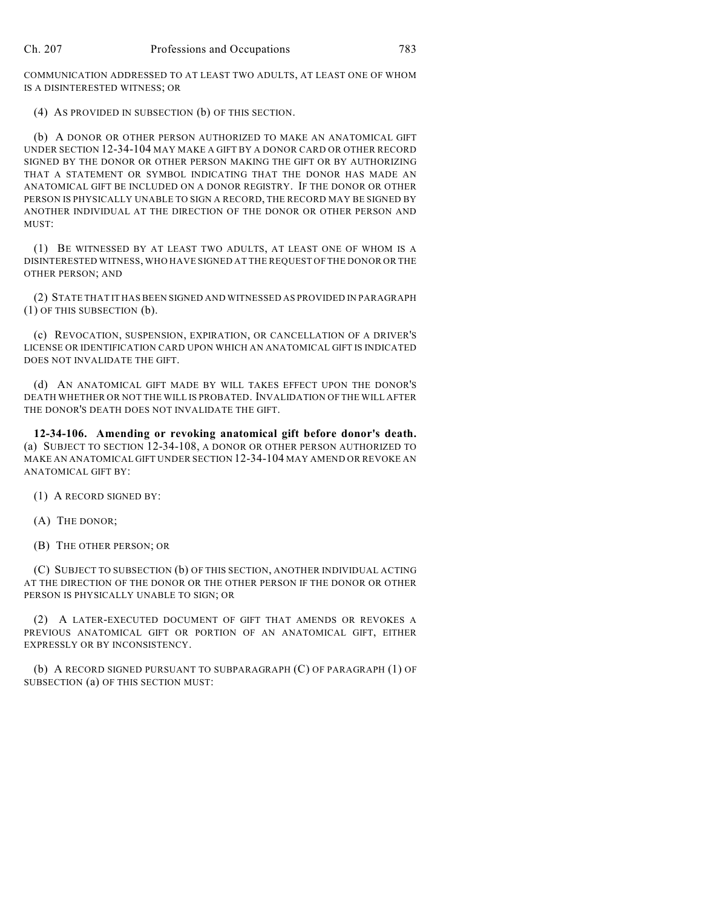COMMUNICATION ADDRESSED TO AT LEAST TWO ADULTS, AT LEAST ONE OF WHOM IS A DISINTERESTED WITNESS; OR

(4) AS PROVIDED IN SUBSECTION (b) OF THIS SECTION.

(b) A DONOR OR OTHER PERSON AUTHORIZED TO MAKE AN ANATOMICAL GIFT UNDER SECTION 12-34-104 MAY MAKE A GIFT BY A DONOR CARD OR OTHER RECORD SIGNED BY THE DONOR OR OTHER PERSON MAKING THE GIFT OR BY AUTHORIZING THAT A STATEMENT OR SYMBOL INDICATING THAT THE DONOR HAS MADE AN ANATOMICAL GIFT BE INCLUDED ON A DONOR REGISTRY. IF THE DONOR OR OTHER PERSON IS PHYSICALLY UNABLE TO SIGN A RECORD, THE RECORD MAY BE SIGNED BY ANOTHER INDIVIDUAL AT THE DIRECTION OF THE DONOR OR OTHER PERSON AND MUST:

(1) BE WITNESSED BY AT LEAST TWO ADULTS, AT LEAST ONE OF WHOM IS A DISINTERESTED WITNESS, WHO HAVE SIGNED AT THE REQUEST OF THE DONOR OR THE OTHER PERSON; AND

(2) STATE THAT IT HAS BEEN SIGNED AND WITNESSED AS PROVIDED IN PARAGRAPH (1) OF THIS SUBSECTION (b).

(c) REVOCATION, SUSPENSION, EXPIRATION, OR CANCELLATION OF A DRIVER'S LICENSE OR IDENTIFICATION CARD UPON WHICH AN ANATOMICAL GIFT IS INDICATED DOES NOT INVALIDATE THE GIFT.

(d) AN ANATOMICAL GIFT MADE BY WILL TAKES EFFECT UPON THE DONOR'S DEATH WHETHER OR NOT THE WILL IS PROBATED. INVALIDATION OF THE WILL AFTER THE DONOR'S DEATH DOES NOT INVALIDATE THE GIFT.

**12-34-106. Amending or revoking anatomical gift before donor's death.** (a) SUBJECT TO SECTION 12-34-108, A DONOR OR OTHER PERSON AUTHORIZED TO MAKE AN ANATOMICAL GIFT UNDER SECTION 12-34-104 MAY AMEND OR REVOKE AN ANATOMICAL GIFT BY:

(1) A RECORD SIGNED BY:

(A) THE DONOR;

(B) THE OTHER PERSON; OR

(C) SUBJECT TO SUBSECTION (b) OF THIS SECTION, ANOTHER INDIVIDUAL ACTING AT THE DIRECTION OF THE DONOR OR THE OTHER PERSON IF THE DONOR OR OTHER PERSON IS PHYSICALLY UNABLE TO SIGN; OR

(2) A LATER-EXECUTED DOCUMENT OF GIFT THAT AMENDS OR REVOKES A PREVIOUS ANATOMICAL GIFT OR PORTION OF AN ANATOMICAL GIFT, EITHER EXPRESSLY OR BY INCONSISTENCY.

(b) A RECORD SIGNED PURSUANT TO SUBPARAGRAPH (C) OF PARAGRAPH (1) OF SUBSECTION (a) OF THIS SECTION MUST: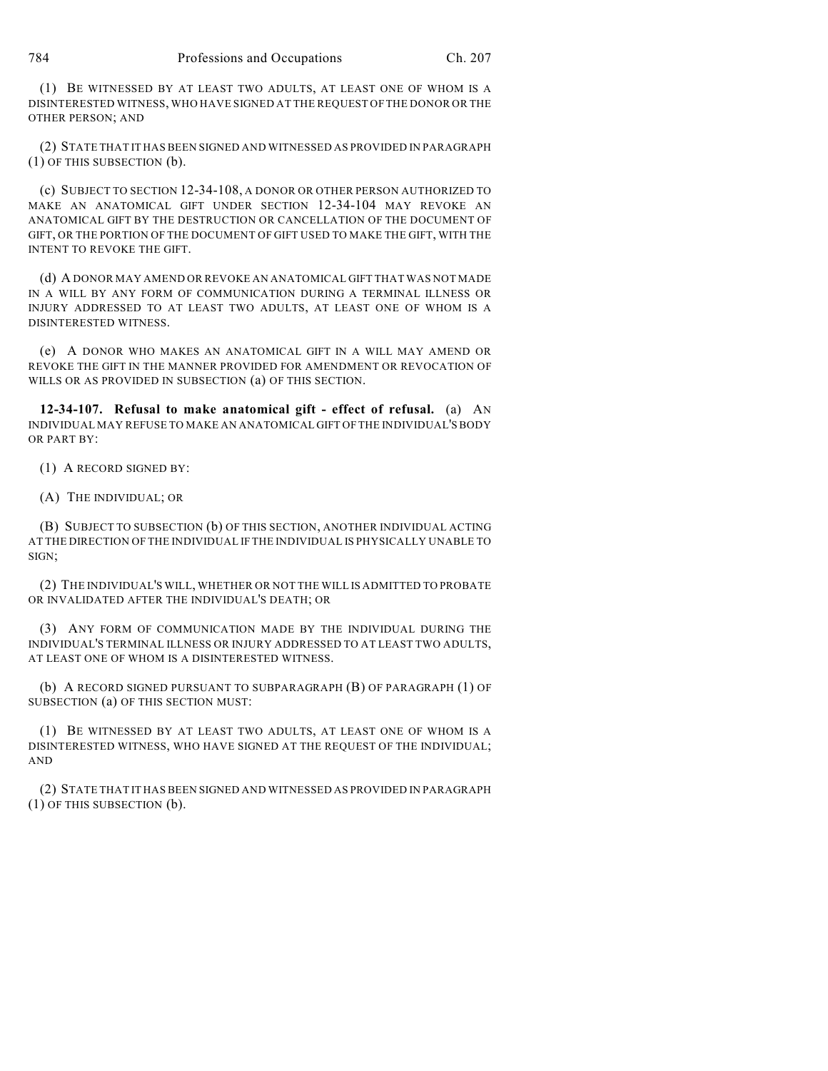(1) BE WITNESSED BY AT LEAST TWO ADULTS, AT LEAST ONE OF WHOM IS A DISINTERESTED WITNESS, WHO HAVE SIGNED AT THE REQUEST OF THE DONOR OR THE OTHER PERSON; AND

(2) STATE THAT IT HAS BEEN SIGNED AND WITNESSED AS PROVIDED IN PARAGRAPH (1) OF THIS SUBSECTION (b).

(c) SUBJECT TO SECTION 12-34-108, A DONOR OR OTHER PERSON AUTHORIZED TO MAKE AN ANATOMICAL GIFT UNDER SECTION 12-34-104 MAY REVOKE AN ANATOMICAL GIFT BY THE DESTRUCTION OR CANCELLATION OF THE DOCUMENT OF GIFT, OR THE PORTION OF THE DOCUMENT OF GIFT USED TO MAKE THE GIFT, WITH THE INTENT TO REVOKE THE GIFT.

(d) A DONOR MAY AMEND OR REVOKE AN ANATOMICAL GIFT THAT WAS NOT MADE IN A WILL BY ANY FORM OF COMMUNICATION DURING A TERMINAL ILLNESS OR INJURY ADDRESSED TO AT LEAST TWO ADULTS, AT LEAST ONE OF WHOM IS A DISINTERESTED WITNESS.

(e) A DONOR WHO MAKES AN ANATOMICAL GIFT IN A WILL MAY AMEND OR REVOKE THE GIFT IN THE MANNER PROVIDED FOR AMENDMENT OR REVOCATION OF WILLS OR AS PROVIDED IN SUBSECTION (a) OF THIS SECTION.

**12-34-107. Refusal to make anatomical gift - effect of refusal.** (a) AN INDIVIDUAL MAY REFUSE TO MAKE AN ANATOMICAL GIFT OF THE INDIVIDUAL'S BODY OR PART BY:

(1) A RECORD SIGNED BY:

(A) THE INDIVIDUAL; OR

(B) SUBJECT TO SUBSECTION (b) OF THIS SECTION, ANOTHER INDIVIDUAL ACTING AT THE DIRECTION OF THE INDIVIDUAL IF THE INDIVIDUAL IS PHYSICALLY UNABLE TO SIGN;

(2) THE INDIVIDUAL'S WILL, WHETHER OR NOT THE WILL IS ADMITTED TO PROBATE OR INVALIDATED AFTER THE INDIVIDUAL'S DEATH; OR

(3) ANY FORM OF COMMUNICATION MADE BY THE INDIVIDUAL DURING THE INDIVIDUAL'S TERMINAL ILLNESS OR INJURY ADDRESSED TO AT LEAST TWO ADULTS, AT LEAST ONE OF WHOM IS A DISINTERESTED WITNESS.

(b) A RECORD SIGNED PURSUANT TO SUBPARAGRAPH (B) OF PARAGRAPH (1) OF SUBSECTION (a) OF THIS SECTION MUST:

(1) BE WITNESSED BY AT LEAST TWO ADULTS, AT LEAST ONE OF WHOM IS A DISINTERESTED WITNESS, WHO HAVE SIGNED AT THE REQUEST OF THE INDIVIDUAL; AND

(2) STATE THAT IT HAS BEEN SIGNED AND WITNESSED AS PROVIDED IN PARAGRAPH (1) OF THIS SUBSECTION (b).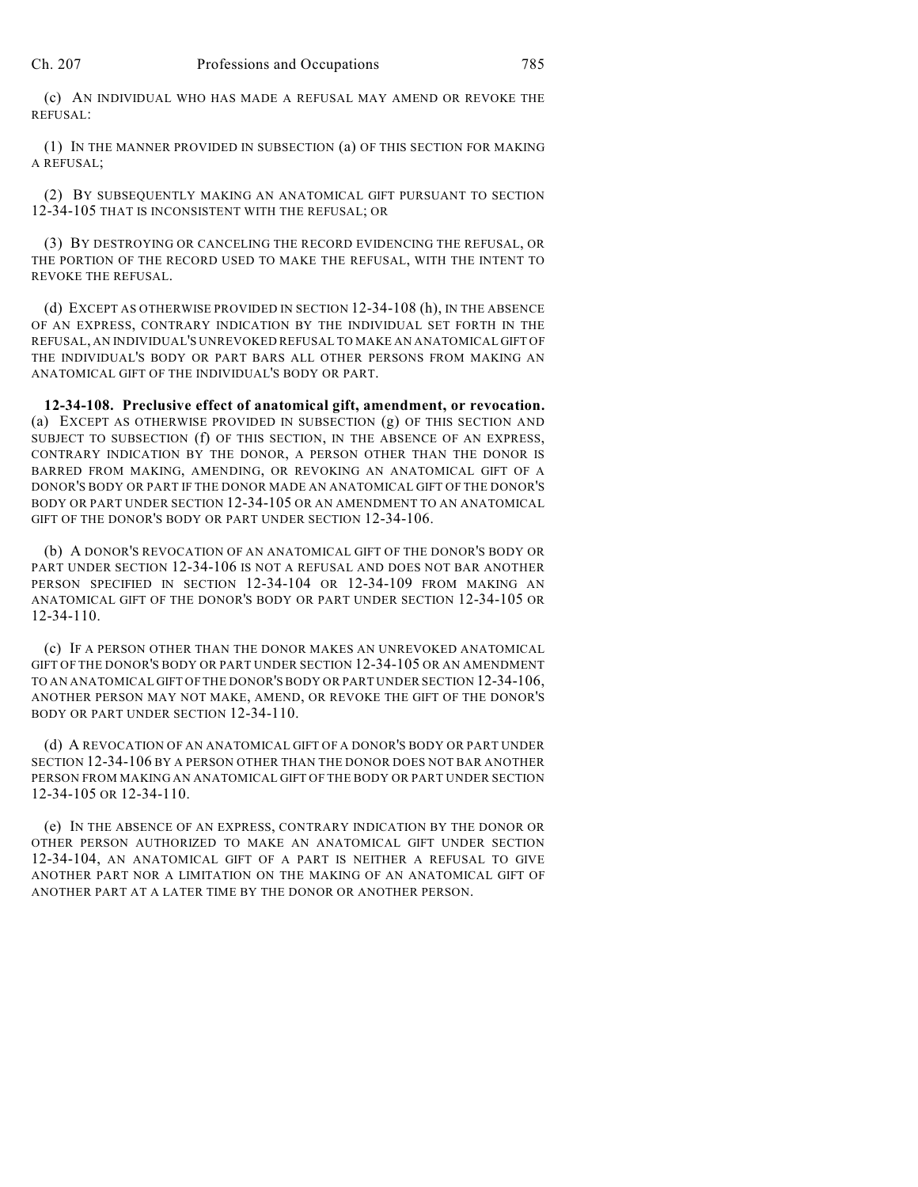(c) AN INDIVIDUAL WHO HAS MADE A REFUSAL MAY AMEND OR REVOKE THE REFUSAL:

(1) IN THE MANNER PROVIDED IN SUBSECTION (a) OF THIS SECTION FOR MAKING A REFUSAL;

(2) BY SUBSEQUENTLY MAKING AN ANATOMICAL GIFT PURSUANT TO SECTION 12-34-105 THAT IS INCONSISTENT WITH THE REFUSAL; OR

(3) BY DESTROYING OR CANCELING THE RECORD EVIDENCING THE REFUSAL, OR THE PORTION OF THE RECORD USED TO MAKE THE REFUSAL, WITH THE INTENT TO REVOKE THE REFUSAL.

(d) EXCEPT AS OTHERWISE PROVIDED IN SECTION 12-34-108 (h), IN THE ABSENCE OF AN EXPRESS, CONTRARY INDICATION BY THE INDIVIDUAL SET FORTH IN THE REFUSAL, AN INDIVIDUAL'S UNREVOKED REFUSAL TO MAKE AN ANATOMICAL GIFT OF THE INDIVIDUAL'S BODY OR PART BARS ALL OTHER PERSONS FROM MAKING AN ANATOMICAL GIFT OF THE INDIVIDUAL'S BODY OR PART.

**12-34-108. Preclusive effect of anatomical gift, amendment, or revocation.** (a) EXCEPT AS OTHERWISE PROVIDED IN SUBSECTION (g) OF THIS SECTION AND SUBJECT TO SUBSECTION (f) OF THIS SECTION, IN THE ABSENCE OF AN EXPRESS, CONTRARY INDICATION BY THE DONOR, A PERSON OTHER THAN THE DONOR IS BARRED FROM MAKING, AMENDING, OR REVOKING AN ANATOMICAL GIFT OF A DONOR'S BODY OR PART IF THE DONOR MADE AN ANATOMICAL GIFT OF THE DONOR'S BODY OR PART UNDER SECTION 12-34-105 OR AN AMENDMENT TO AN ANATOMICAL GIFT OF THE DONOR'S BODY OR PART UNDER SECTION 12-34-106.

(b) A DONOR'S REVOCATION OF AN ANATOMICAL GIFT OF THE DONOR'S BODY OR PART UNDER SECTION 12-34-106 IS NOT A REFUSAL AND DOES NOT BAR ANOTHER PERSON SPECIFIED IN SECTION 12-34-104 OR 12-34-109 FROM MAKING AN ANATOMICAL GIFT OF THE DONOR'S BODY OR PART UNDER SECTION 12-34-105 OR 12-34-110.

(c) IF A PERSON OTHER THAN THE DONOR MAKES AN UNREVOKED ANATOMICAL GIFT OF THE DONOR'S BODY OR PART UNDER SECTION 12-34-105 OR AN AMENDMENT TO AN ANATOMICAL GIFT OF THE DONOR'S BODY OR PART UNDER SECTION 12-34-106, ANOTHER PERSON MAY NOT MAKE, AMEND, OR REVOKE THE GIFT OF THE DONOR'S BODY OR PART UNDER SECTION 12-34-110.

(d) A REVOCATION OF AN ANATOMICAL GIFT OF A DONOR'S BODY OR PART UNDER SECTION 12-34-106 BY A PERSON OTHER THAN THE DONOR DOES NOT BAR ANOTHER PERSON FROM MAKING AN ANATOMICAL GIFT OF THE BODY OR PART UNDER SECTION 12-34-105 OR 12-34-110.

(e) IN THE ABSENCE OF AN EXPRESS, CONTRARY INDICATION BY THE DONOR OR OTHER PERSON AUTHORIZED TO MAKE AN ANATOMICAL GIFT UNDER SECTION 12-34-104, AN ANATOMICAL GIFT OF A PART IS NEITHER A REFUSAL TO GIVE ANOTHER PART NOR A LIMITATION ON THE MAKING OF AN ANATOMICAL GIFT OF ANOTHER PART AT A LATER TIME BY THE DONOR OR ANOTHER PERSON.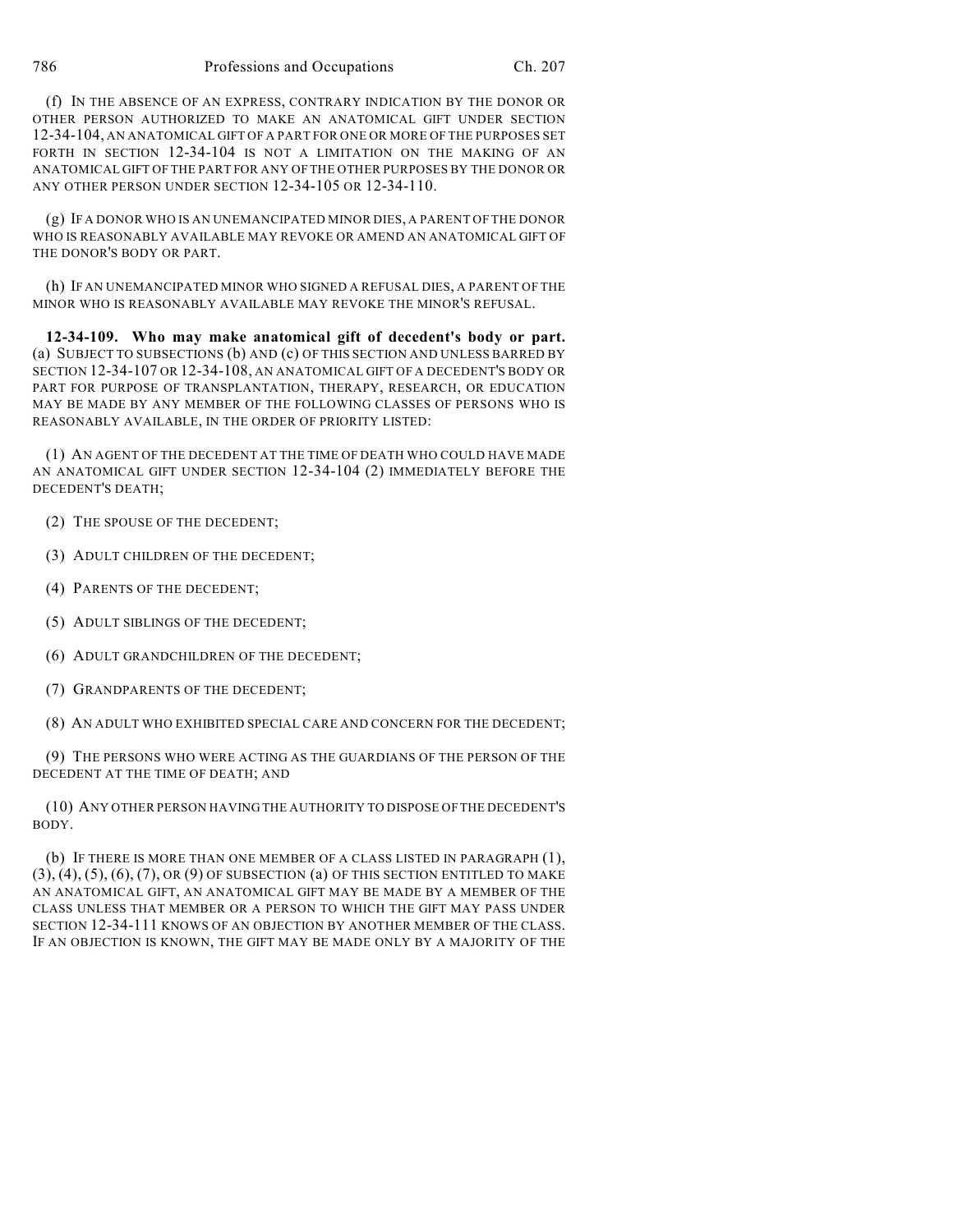(f) IN THE ABSENCE OF AN EXPRESS, CONTRARY INDICATION BY THE DONOR OR OTHER PERSON AUTHORIZED TO MAKE AN ANATOMICAL GIFT UNDER SECTION 12-34-104, AN ANATOMICAL GIFT OF A PART FOR ONE OR MORE OF THE PURPOSES SET FORTH IN SECTION 12-34-104 IS NOT A LIMITATION ON THE MAKING OF AN ANATOMICAL GIFT OF THE PART FOR ANY OF THE OTHER PURPOSES BY THE DONOR OR ANY OTHER PERSON UNDER SECTION 12-34-105 OR 12-34-110.

(g) IF A DONOR WHO IS AN UNEMANCIPATED MINOR DIES, A PARENT OF THE DONOR WHO IS REASONABLY AVAILABLE MAY REVOKE OR AMEND AN ANATOMICAL GIFT OF THE DONOR'S BODY OR PART.

(h) IF AN UNEMANCIPATED MINOR WHO SIGNED A REFUSAL DIES, A PARENT OF THE MINOR WHO IS REASONABLY AVAILABLE MAY REVOKE THE MINOR'S REFUSAL.

**12-34-109. Who may make anatomical gift of decedent's body or part.** (a) SUBJECT TO SUBSECTIONS (b) AND (c) OF THIS SECTION AND UNLESS BARRED BY SECTION 12-34-107 OR 12-34-108, AN ANATOMICAL GIFT OF A DECEDENT'S BODY OR PART FOR PURPOSE OF TRANSPLANTATION, THERAPY, RESEARCH, OR EDUCATION MAY BE MADE BY ANY MEMBER OF THE FOLLOWING CLASSES OF PERSONS WHO IS REASONABLY AVAILABLE, IN THE ORDER OF PRIORITY LISTED:

(1) AN AGENT OF THE DECEDENT AT THE TIME OF DEATH WHO COULD HAVE MADE AN ANATOMICAL GIFT UNDER SECTION 12-34-104 (2) IMMEDIATELY BEFORE THE DECEDENT'S DEATH;

(2) THE SPOUSE OF THE DECEDENT;

(3) ADULT CHILDREN OF THE DECEDENT;

(4) PARENTS OF THE DECEDENT;

(5) ADULT SIBLINGS OF THE DECEDENT;

(6) ADULT GRANDCHILDREN OF THE DECEDENT;

(7) GRANDPARENTS OF THE DECEDENT;

(8) AN ADULT WHO EXHIBITED SPECIAL CARE AND CONCERN FOR THE DECEDENT;

(9) THE PERSONS WHO WERE ACTING AS THE GUARDIANS OF THE PERSON OF THE DECEDENT AT THE TIME OF DEATH; AND

(10) ANY OTHER PERSON HAVING THE AUTHORITY TO DISPOSE OF THE DECEDENT'S BODY.

(b) IF THERE IS MORE THAN ONE MEMBER OF A CLASS LISTED IN PARAGRAPH (1), (3), (4), (5), (6), (7), OR (9) OF SUBSECTION (a) OF THIS SECTION ENTITLED TO MAKE AN ANATOMICAL GIFT, AN ANATOMICAL GIFT MAY BE MADE BY A MEMBER OF THE CLASS UNLESS THAT MEMBER OR A PERSON TO WHICH THE GIFT MAY PASS UNDER SECTION 12-34-111 KNOWS OF AN OBJECTION BY ANOTHER MEMBER OF THE CLASS. IF AN OBJECTION IS KNOWN, THE GIFT MAY BE MADE ONLY BY A MAJORITY OF THE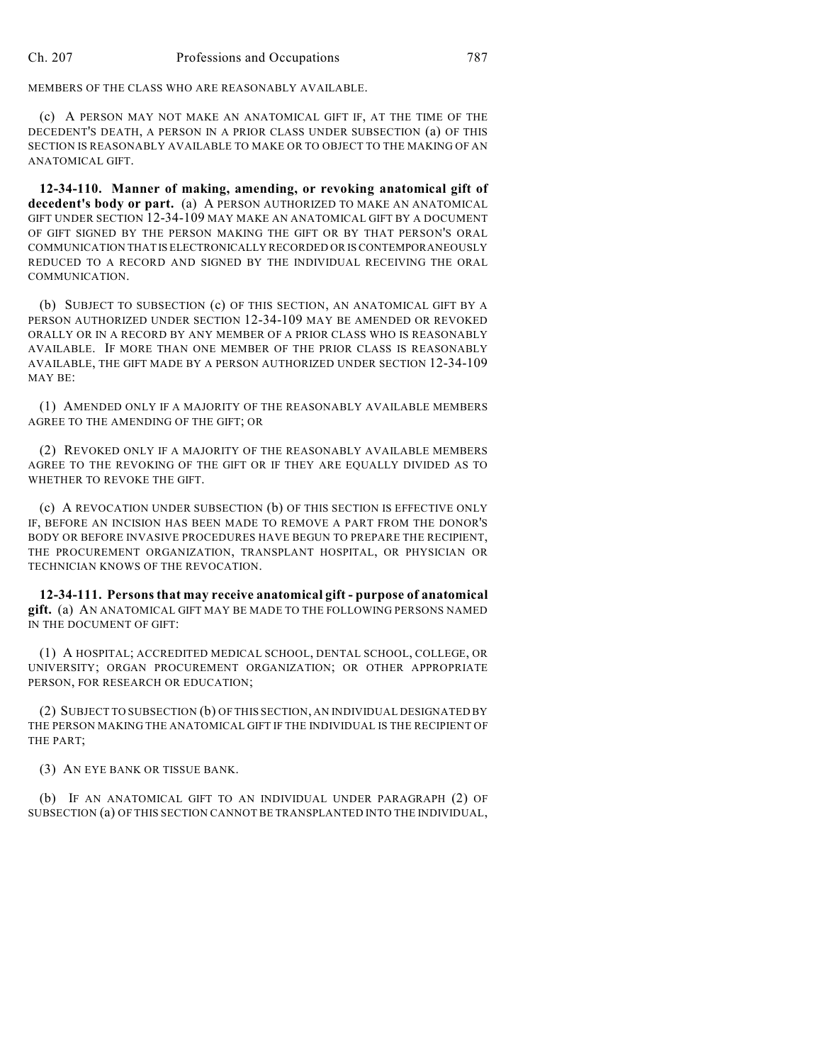MEMBERS OF THE CLASS WHO ARE REASONABLY AVAILABLE.

(c) A PERSON MAY NOT MAKE AN ANATOMICAL GIFT IF, AT THE TIME OF THE DECEDENT'S DEATH, A PERSON IN A PRIOR CLASS UNDER SUBSECTION (a) OF THIS SECTION IS REASONABLY AVAILABLE TO MAKE OR TO OBJECT TO THE MAKING OF AN ANATOMICAL GIFT.

**12-34-110. Manner of making, amending, or revoking anatomical gift of decedent's body or part.** (a) A PERSON AUTHORIZED TO MAKE AN ANATOMICAL GIFT UNDER SECTION 12-34-109 MAY MAKE AN ANATOMICAL GIFT BY A DOCUMENT OF GIFT SIGNED BY THE PERSON MAKING THE GIFT OR BY THAT PERSON'S ORAL COMMUNICATION THAT IS ELECTRONICALLY RECORDED OR IS CONTEMPORANEOUSLY REDUCED TO A RECORD AND SIGNED BY THE INDIVIDUAL RECEIVING THE ORAL COMMUNICATION.

(b) SUBJECT TO SUBSECTION (c) OF THIS SECTION, AN ANATOMICAL GIFT BY A PERSON AUTHORIZED UNDER SECTION 12-34-109 MAY BE AMENDED OR REVOKED ORALLY OR IN A RECORD BY ANY MEMBER OF A PRIOR CLASS WHO IS REASONABLY AVAILABLE. IF MORE THAN ONE MEMBER OF THE PRIOR CLASS IS REASONABLY AVAILABLE, THE GIFT MADE BY A PERSON AUTHORIZED UNDER SECTION 12-34-109 MAY BE:

(1) AMENDED ONLY IF A MAJORITY OF THE REASONABLY AVAILABLE MEMBERS AGREE TO THE AMENDING OF THE GIFT; OR

(2) REVOKED ONLY IF A MAJORITY OF THE REASONABLY AVAILABLE MEMBERS AGREE TO THE REVOKING OF THE GIFT OR IF THEY ARE EQUALLY DIVIDED AS TO WHETHER TO REVOKE THE GIFT.

(c) A REVOCATION UNDER SUBSECTION (b) OF THIS SECTION IS EFFECTIVE ONLY IF, BEFORE AN INCISION HAS BEEN MADE TO REMOVE A PART FROM THE DONOR'S BODY OR BEFORE INVASIVE PROCEDURES HAVE BEGUN TO PREPARE THE RECIPIENT, THE PROCUREMENT ORGANIZATION, TRANSPLANT HOSPITAL, OR PHYSICIAN OR TECHNICIAN KNOWS OF THE REVOCATION.

**12-34-111. Persons that may receive anatomical gift - purpose of anatomical gift.** (a) AN ANATOMICAL GIFT MAY BE MADE TO THE FOLLOWING PERSONS NAMED IN THE DOCUMENT OF GIFT:

(1) A HOSPITAL; ACCREDITED MEDICAL SCHOOL, DENTAL SCHOOL, COLLEGE, OR UNIVERSITY; ORGAN PROCUREMENT ORGANIZATION; OR OTHER APPROPRIATE PERSON, FOR RESEARCH OR EDUCATION;

(2) SUBJECT TO SUBSECTION (b) OF THIS SECTION, AN INDIVIDUAL DESIGNATED BY THE PERSON MAKING THE ANATOMICAL GIFT IF THE INDIVIDUAL IS THE RECIPIENT OF THE PART;

(3) AN EYE BANK OR TISSUE BANK.

(b) IF AN ANATOMICAL GIFT TO AN INDIVIDUAL UNDER PARAGRAPH (2) OF SUBSECTION (a) OF THIS SECTION CANNOT BE TRANSPLANTED INTO THE INDIVIDUAL,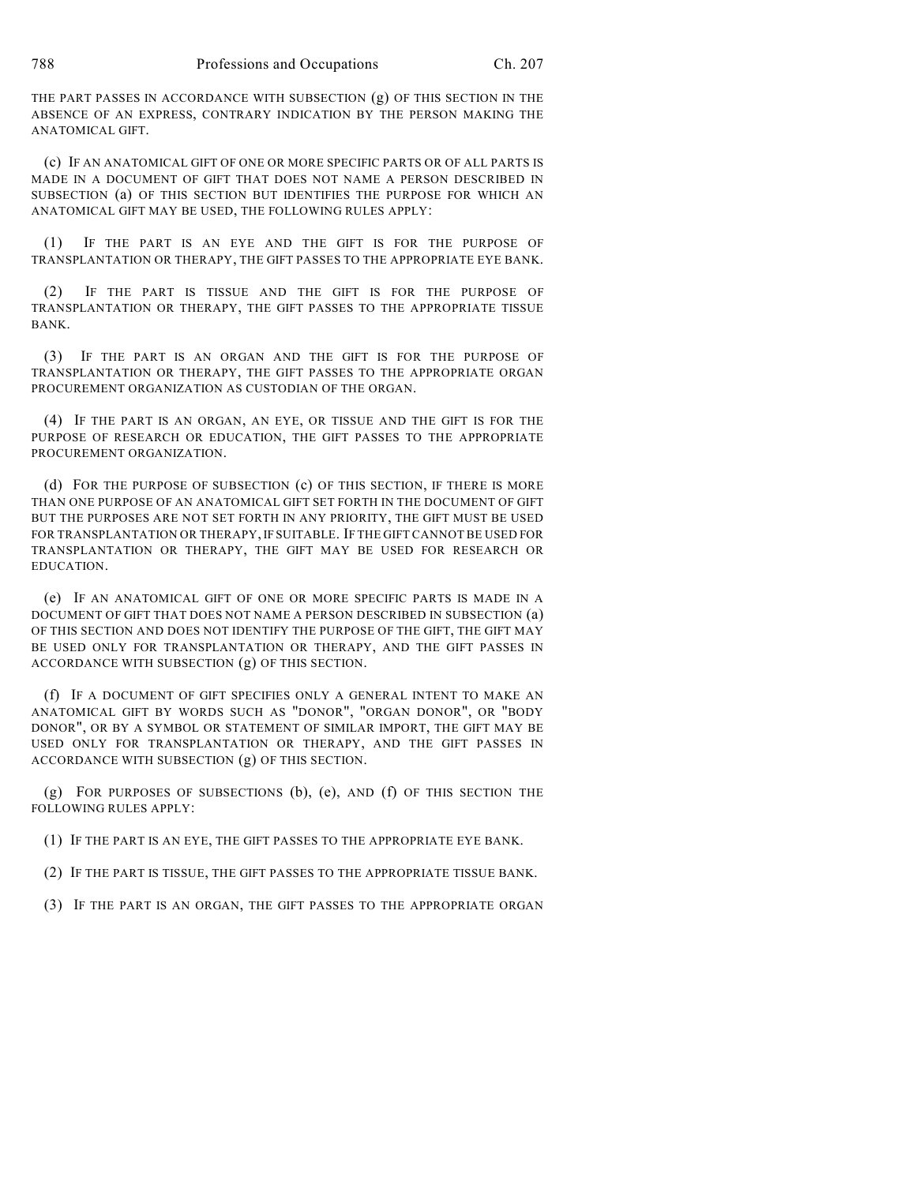THE PART PASSES IN ACCORDANCE WITH SUBSECTION (g) OF THIS SECTION IN THE ABSENCE OF AN EXPRESS, CONTRARY INDICATION BY THE PERSON MAKING THE ANATOMICAL GIFT.

(c) IF AN ANATOMICAL GIFT OF ONE OR MORE SPECIFIC PARTS OR OF ALL PARTS IS MADE IN A DOCUMENT OF GIFT THAT DOES NOT NAME A PERSON DESCRIBED IN SUBSECTION (a) OF THIS SECTION BUT IDENTIFIES THE PURPOSE FOR WHICH AN ANATOMICAL GIFT MAY BE USED, THE FOLLOWING RULES APPLY:

(1) IF THE PART IS AN EYE AND THE GIFT IS FOR THE PURPOSE OF TRANSPLANTATION OR THERAPY, THE GIFT PASSES TO THE APPROPRIATE EYE BANK.

(2) IF THE PART IS TISSUE AND THE GIFT IS FOR THE PURPOSE OF TRANSPLANTATION OR THERAPY, THE GIFT PASSES TO THE APPROPRIATE TISSUE BANK.

(3) IF THE PART IS AN ORGAN AND THE GIFT IS FOR THE PURPOSE OF TRANSPLANTATION OR THERAPY, THE GIFT PASSES TO THE APPROPRIATE ORGAN PROCUREMENT ORGANIZATION AS CUSTODIAN OF THE ORGAN.

(4) IF THE PART IS AN ORGAN, AN EYE, OR TISSUE AND THE GIFT IS FOR THE PURPOSE OF RESEARCH OR EDUCATION, THE GIFT PASSES TO THE APPROPRIATE PROCUREMENT ORGANIZATION.

(d) FOR THE PURPOSE OF SUBSECTION (c) OF THIS SECTION, IF THERE IS MORE THAN ONE PURPOSE OF AN ANATOMICAL GIFT SET FORTH IN THE DOCUMENT OF GIFT BUT THE PURPOSES ARE NOT SET FORTH IN ANY PRIORITY, THE GIFT MUST BE USED FOR TRANSPLANTATION OR THERAPY, IF SUITABLE. IF THE GIFT CANNOT BE USED FOR TRANSPLANTATION OR THERAPY, THE GIFT MAY BE USED FOR RESEARCH OR EDUCATION.

(e) IF AN ANATOMICAL GIFT OF ONE OR MORE SPECIFIC PARTS IS MADE IN A DOCUMENT OF GIFT THAT DOES NOT NAME A PERSON DESCRIBED IN SUBSECTION (a) OF THIS SECTION AND DOES NOT IDENTIFY THE PURPOSE OF THE GIFT, THE GIFT MAY BE USED ONLY FOR TRANSPLANTATION OR THERAPY, AND THE GIFT PASSES IN ACCORDANCE WITH SUBSECTION (g) OF THIS SECTION.

(f) IF A DOCUMENT OF GIFT SPECIFIES ONLY A GENERAL INTENT TO MAKE AN ANATOMICAL GIFT BY WORDS SUCH AS "DONOR", "ORGAN DONOR", OR "BODY DONOR", OR BY A SYMBOL OR STATEMENT OF SIMILAR IMPORT, THE GIFT MAY BE USED ONLY FOR TRANSPLANTATION OR THERAPY, AND THE GIFT PASSES IN ACCORDANCE WITH SUBSECTION (g) OF THIS SECTION.

(g) FOR PURPOSES OF SUBSECTIONS (b), (e), AND (f) OF THIS SECTION THE FOLLOWING RULES APPLY:

(1) IF THE PART IS AN EYE, THE GIFT PASSES TO THE APPROPRIATE EYE BANK.

(2) IF THE PART IS TISSUE, THE GIFT PASSES TO THE APPROPRIATE TISSUE BANK.

(3) IF THE PART IS AN ORGAN, THE GIFT PASSES TO THE APPROPRIATE ORGAN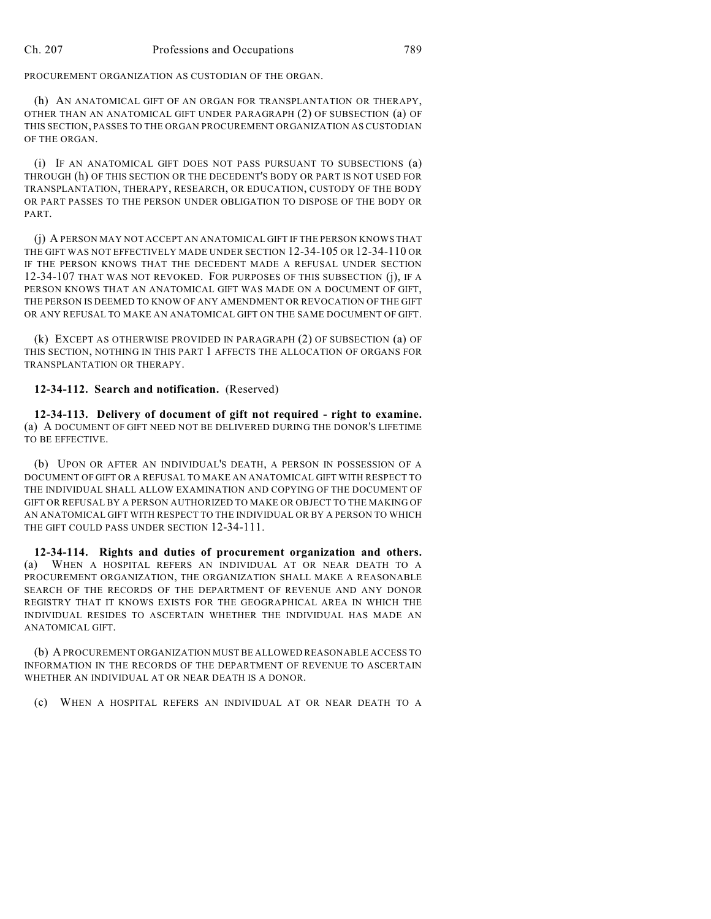PROCUREMENT ORGANIZATION AS CUSTODIAN OF THE ORGAN.

(h) AN ANATOMICAL GIFT OF AN ORGAN FOR TRANSPLANTATION OR THERAPY, OTHER THAN AN ANATOMICAL GIFT UNDER PARAGRAPH (2) OF SUBSECTION (a) OF THIS SECTION, PASSES TO THE ORGAN PROCUREMENT ORGANIZATION AS CUSTODIAN OF THE ORGAN.

(i) IF AN ANATOMICAL GIFT DOES NOT PASS PURSUANT TO SUBSECTIONS (a) THROUGH (h) OF THIS SECTION OR THE DECEDENT'S BODY OR PART IS NOT USED FOR TRANSPLANTATION, THERAPY, RESEARCH, OR EDUCATION, CUSTODY OF THE BODY OR PART PASSES TO THE PERSON UNDER OBLIGATION TO DISPOSE OF THE BODY OR PART.

(j) A PERSON MAY NOT ACCEPT AN ANATOMICAL GIFT IF THE PERSON KNOWS THAT THE GIFT WAS NOT EFFECTIVELY MADE UNDER SECTION 12-34-105 OR 12-34-110 OR IF THE PERSON KNOWS THAT THE DECEDENT MADE A REFUSAL UNDER SECTION 12-34-107 THAT WAS NOT REVOKED. FOR PURPOSES OF THIS SUBSECTION (j), IF A PERSON KNOWS THAT AN ANATOMICAL GIFT WAS MADE ON A DOCUMENT OF GIFT, THE PERSON IS DEEMED TO KNOW OF ANY AMENDMENT OR REVOCATION OF THE GIFT OR ANY REFUSAL TO MAKE AN ANATOMICAL GIFT ON THE SAME DOCUMENT OF GIFT.

(k) EXCEPT AS OTHERWISE PROVIDED IN PARAGRAPH (2) OF SUBSECTION (a) OF THIS SECTION, NOTHING IN THIS PART 1 AFFECTS THE ALLOCATION OF ORGANS FOR TRANSPLANTATION OR THERAPY.

**12-34-112. Search and notification.** (Reserved)

**12-34-113. Delivery of document of gift not required - right to examine.** (a) A DOCUMENT OF GIFT NEED NOT BE DELIVERED DURING THE DONOR'S LIFETIME TO BE EFFECTIVE.

(b) UPON OR AFTER AN INDIVIDUAL'S DEATH, A PERSON IN POSSESSION OF A DOCUMENT OF GIFT OR A REFUSAL TO MAKE AN ANATOMICAL GIFT WITH RESPECT TO THE INDIVIDUAL SHALL ALLOW EXAMINATION AND COPYING OF THE DOCUMENT OF GIFT OR REFUSAL BY A PERSON AUTHORIZED TO MAKE OR OBJECT TO THE MAKING OF AN ANATOMICAL GIFT WITH RESPECT TO THE INDIVIDUAL OR BY A PERSON TO WHICH THE GIFT COULD PASS UNDER SECTION 12-34-111.

**12-34-114. Rights and duties of procurement organization and others.** (a) WHEN A HOSPITAL REFERS AN INDIVIDUAL AT OR NEAR DEATH TO A PROCUREMENT ORGANIZATION, THE ORGANIZATION SHALL MAKE A REASONABLE SEARCH OF THE RECORDS OF THE DEPARTMENT OF REVENUE AND ANY DONOR REGISTRY THAT IT KNOWS EXISTS FOR THE GEOGRAPHICAL AREA IN WHICH THE INDIVIDUAL RESIDES TO ASCERTAIN WHETHER THE INDIVIDUAL HAS MADE AN ANATOMICAL GIFT.

(b) A PROCUREMENT ORGANIZATION MUST BE ALLOWED REASONABLE ACCESS TO INFORMATION IN THE RECORDS OF THE DEPARTMENT OF REVENUE TO ASCERTAIN WHETHER AN INDIVIDUAL AT OR NEAR DEATH IS A DONOR.

(c) WHEN A HOSPITAL REFERS AN INDIVIDUAL AT OR NEAR DEATH TO A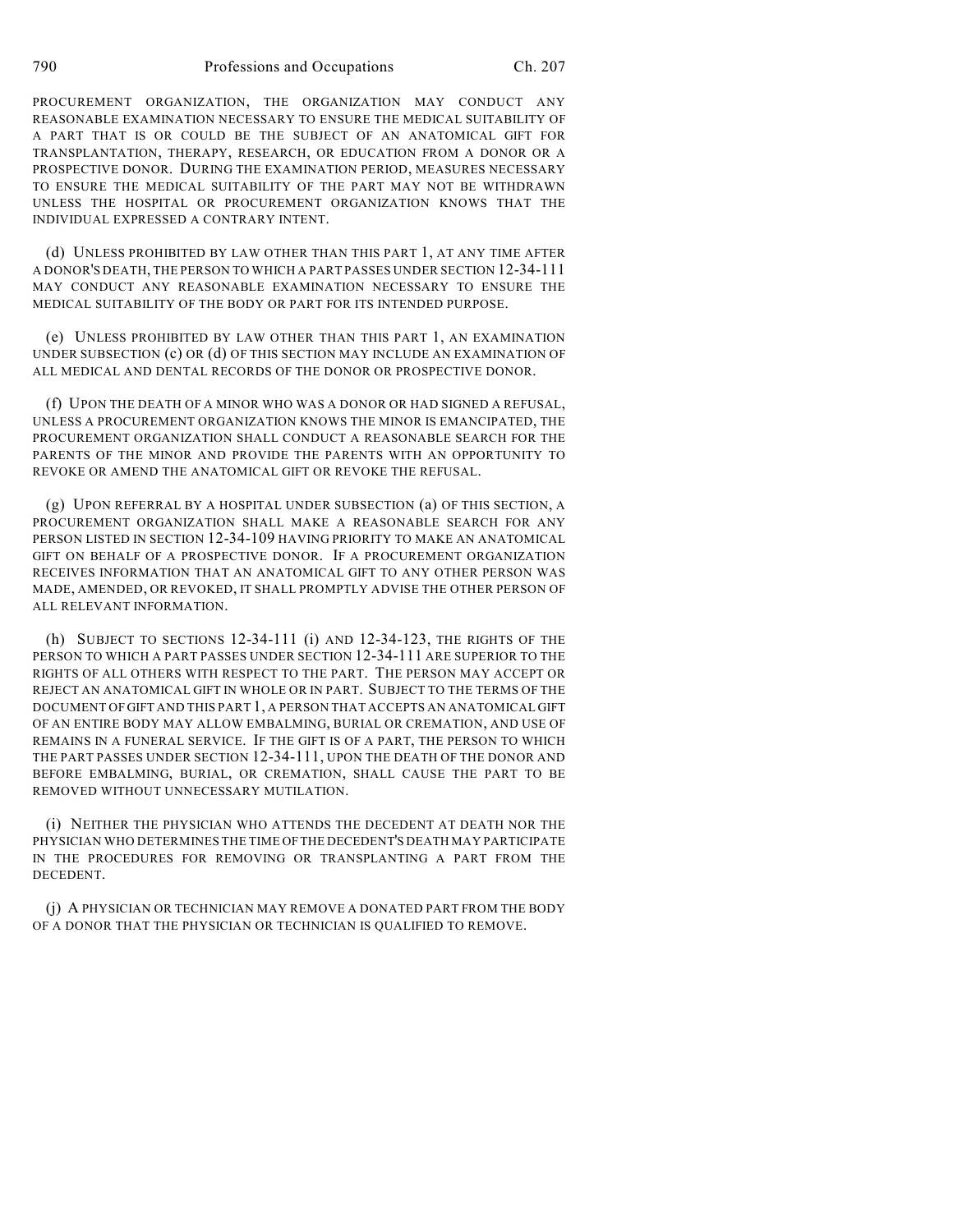PROCUREMENT ORGANIZATION, THE ORGANIZATION MAY CONDUCT ANY REASONABLE EXAMINATION NECESSARY TO ENSURE THE MEDICAL SUITABILITY OF A PART THAT IS OR COULD BE THE SUBJECT OF AN ANATOMICAL GIFT FOR TRANSPLANTATION, THERAPY, RESEARCH, OR EDUCATION FROM A DONOR OR A PROSPECTIVE DONOR. DURING THE EXAMINATION PERIOD, MEASURES NECESSARY TO ENSURE THE MEDICAL SUITABILITY OF THE PART MAY NOT BE WITHDRAWN UNLESS THE HOSPITAL OR PROCUREMENT ORGANIZATION KNOWS THAT THE INDIVIDUAL EXPRESSED A CONTRARY INTENT.

(d) UNLESS PROHIBITED BY LAW OTHER THAN THIS PART 1, AT ANY TIME AFTER A DONOR'S DEATH, THE PERSON TO WHICH A PART PASSES UNDER SECTION 12-34-111 MAY CONDUCT ANY REASONABLE EXAMINATION NECESSARY TO ENSURE THE MEDICAL SUITABILITY OF THE BODY OR PART FOR ITS INTENDED PURPOSE.

(e) UNLESS PROHIBITED BY LAW OTHER THAN THIS PART 1, AN EXAMINATION UNDER SUBSECTION (c) OR (d) OF THIS SECTION MAY INCLUDE AN EXAMINATION OF ALL MEDICAL AND DENTAL RECORDS OF THE DONOR OR PROSPECTIVE DONOR.

(f) UPON THE DEATH OF A MINOR WHO WAS A DONOR OR HAD SIGNED A REFUSAL, UNLESS A PROCUREMENT ORGANIZATION KNOWS THE MINOR IS EMANCIPATED, THE PROCUREMENT ORGANIZATION SHALL CONDUCT A REASONABLE SEARCH FOR THE PARENTS OF THE MINOR AND PROVIDE THE PARENTS WITH AN OPPORTUNITY TO REVOKE OR AMEND THE ANATOMICAL GIFT OR REVOKE THE REFUSAL.

(g) UPON REFERRAL BY A HOSPITAL UNDER SUBSECTION (a) OF THIS SECTION, A PROCUREMENT ORGANIZATION SHALL MAKE A REASONABLE SEARCH FOR ANY PERSON LISTED IN SECTION 12-34-109 HAVING PRIORITY TO MAKE AN ANATOMICAL GIFT ON BEHALF OF A PROSPECTIVE DONOR. IF A PROCUREMENT ORGANIZATION RECEIVES INFORMATION THAT AN ANATOMICAL GIFT TO ANY OTHER PERSON WAS MADE, AMENDED, OR REVOKED, IT SHALL PROMPTLY ADVISE THE OTHER PERSON OF ALL RELEVANT INFORMATION.

(h) SUBJECT TO SECTIONS 12-34-111 (i) AND 12-34-123, THE RIGHTS OF THE PERSON TO WHICH A PART PASSES UNDER SECTION 12-34-111 ARE SUPERIOR TO THE RIGHTS OF ALL OTHERS WITH RESPECT TO THE PART. THE PERSON MAY ACCEPT OR REJECT AN ANATOMICAL GIFT IN WHOLE OR IN PART. SUBJECT TO THE TERMS OF THE DOCUMENT OF GIFT AND THIS PART 1, A PERSON THAT ACCEPTS AN ANATOMICAL GIFT OF AN ENTIRE BODY MAY ALLOW EMBALMING, BURIAL OR CREMATION, AND USE OF REMAINS IN A FUNERAL SERVICE. IF THE GIFT IS OF A PART, THE PERSON TO WHICH THE PART PASSES UNDER SECTION 12-34-111, UPON THE DEATH OF THE DONOR AND BEFORE EMBALMING, BURIAL, OR CREMATION, SHALL CAUSE THE PART TO BE REMOVED WITHOUT UNNECESSARY MUTILATION.

(i) NEITHER THE PHYSICIAN WHO ATTENDS THE DECEDENT AT DEATH NOR THE PHYSICIAN WHO DETERMINES THE TIME OF THE DECEDENT'S DEATH MAY PARTICIPATE IN THE PROCEDURES FOR REMOVING OR TRANSPLANTING A PART FROM THE DECEDENT.

(j) A PHYSICIAN OR TECHNICIAN MAY REMOVE A DONATED PART FROM THE BODY OF A DONOR THAT THE PHYSICIAN OR TECHNICIAN IS QUALIFIED TO REMOVE.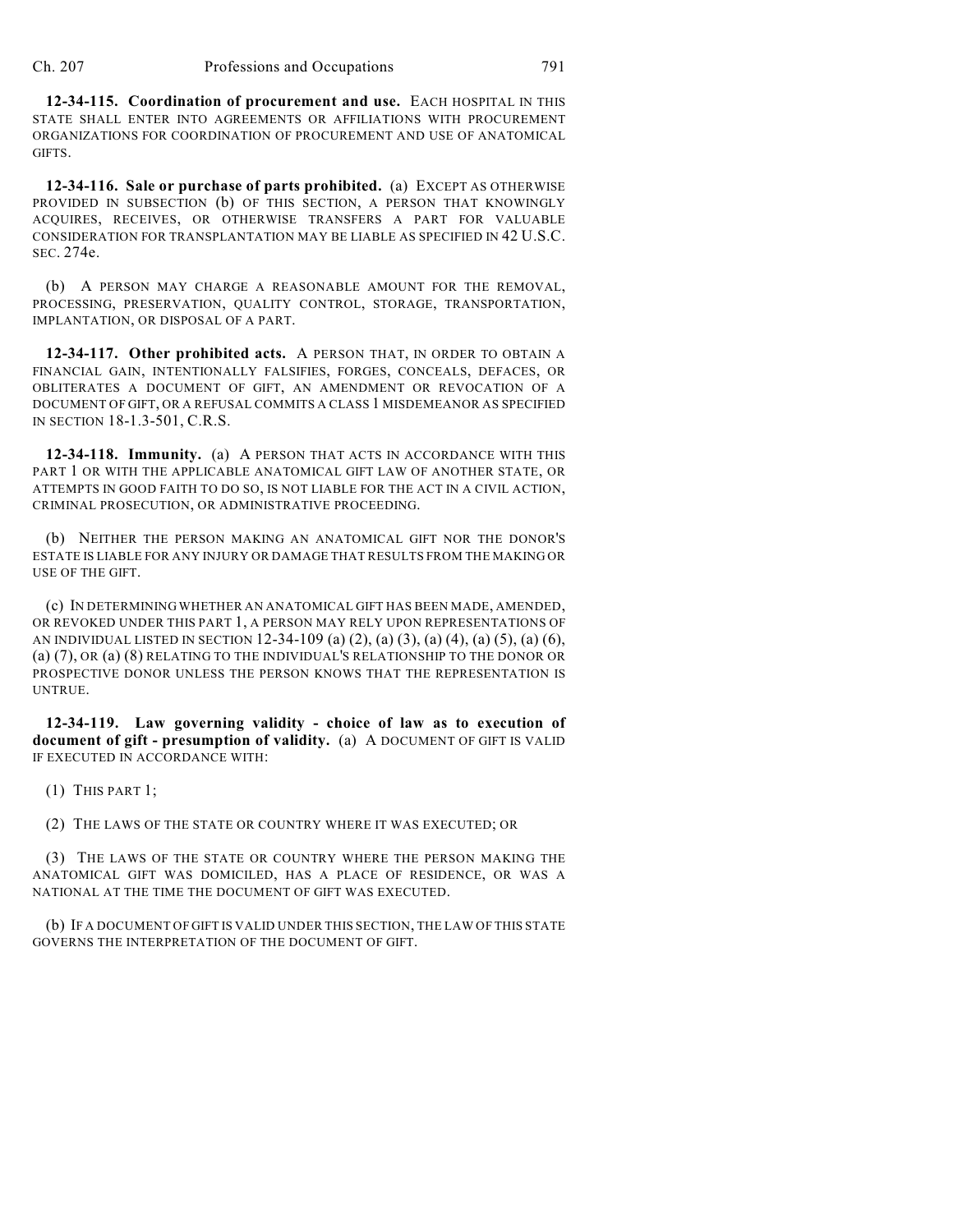**12-34-115. Coordination of procurement and use.** EACH HOSPITAL IN THIS STATE SHALL ENTER INTO AGREEMENTS OR AFFILIATIONS WITH PROCUREMENT ORGANIZATIONS FOR COORDINATION OF PROCUREMENT AND USE OF ANATOMICAL GIFTS.

**12-34-116. Sale or purchase of parts prohibited.** (a) EXCEPT AS OTHERWISE PROVIDED IN SUBSECTION (b) OF THIS SECTION, A PERSON THAT KNOWINGLY ACQUIRES, RECEIVES, OR OTHERWISE TRANSFERS A PART FOR VALUABLE CONSIDERATION FOR TRANSPLANTATION MAY BE LIABLE AS SPECIFIED IN 42 U.S.C. SEC. 274e.

(b) A PERSON MAY CHARGE A REASONABLE AMOUNT FOR THE REMOVAL, PROCESSING, PRESERVATION, QUALITY CONTROL, STORAGE, TRANSPORTATION, IMPLANTATION, OR DISPOSAL OF A PART.

**12-34-117. Other prohibited acts.** A PERSON THAT, IN ORDER TO OBTAIN A FINANCIAL GAIN, INTENTIONALLY FALSIFIES, FORGES, CONCEALS, DEFACES, OR OBLITERATES A DOCUMENT OF GIFT, AN AMENDMENT OR REVOCATION OF A DOCUMENT OF GIFT, OR A REFUSAL COMMITS A CLASS 1 MISDEMEANOR AS SPECIFIED IN SECTION 18-1.3-501, C.R.S.

**12-34-118. Immunity.** (a) A PERSON THAT ACTS IN ACCORDANCE WITH THIS PART 1 OR WITH THE APPLICABLE ANATOMICAL GIFT LAW OF ANOTHER STATE, OR ATTEMPTS IN GOOD FAITH TO DO SO, IS NOT LIABLE FOR THE ACT IN A CIVIL ACTION, CRIMINAL PROSECUTION, OR ADMINISTRATIVE PROCEEDING.

(b) NEITHER THE PERSON MAKING AN ANATOMICAL GIFT NOR THE DONOR'S ESTATE IS LIABLE FOR ANY INJURY OR DAMAGE THAT RESULTS FROM THE MAKING OR USE OF THE GIFT.

(c) IN DETERMINING WHETHER AN ANATOMICAL GIFT HAS BEEN MADE, AMENDED, OR REVOKED UNDER THIS PART 1, A PERSON MAY RELY UPON REPRESENTATIONS OF AN INDIVIDUAL LISTED IN SECTION 12-34-109 (a) (2), (a) (3), (a) (4), (a) (5), (a) (6), (a) (7), OR (a) (8) RELATING TO THE INDIVIDUAL'S RELATIONSHIP TO THE DONOR OR PROSPECTIVE DONOR UNLESS THE PERSON KNOWS THAT THE REPRESENTATION IS UNTRUE.

**12-34-119. Law governing validity - choice of law as to execution of document of gift - presumption of validity.** (a) A DOCUMENT OF GIFT IS VALID IF EXECUTED IN ACCORDANCE WITH:

(1) THIS PART 1;

(2) THE LAWS OF THE STATE OR COUNTRY WHERE IT WAS EXECUTED; OR

(3) THE LAWS OF THE STATE OR COUNTRY WHERE THE PERSON MAKING THE ANATOMICAL GIFT WAS DOMICILED, HAS A PLACE OF RESIDENCE, OR WAS A NATIONAL AT THE TIME THE DOCUMENT OF GIFT WAS EXECUTED.

(b) IF A DOCUMENT OF GIFT IS VALID UNDER THIS SECTION, THE LAW OF THIS STATE GOVERNS THE INTERPRETATION OF THE DOCUMENT OF GIFT.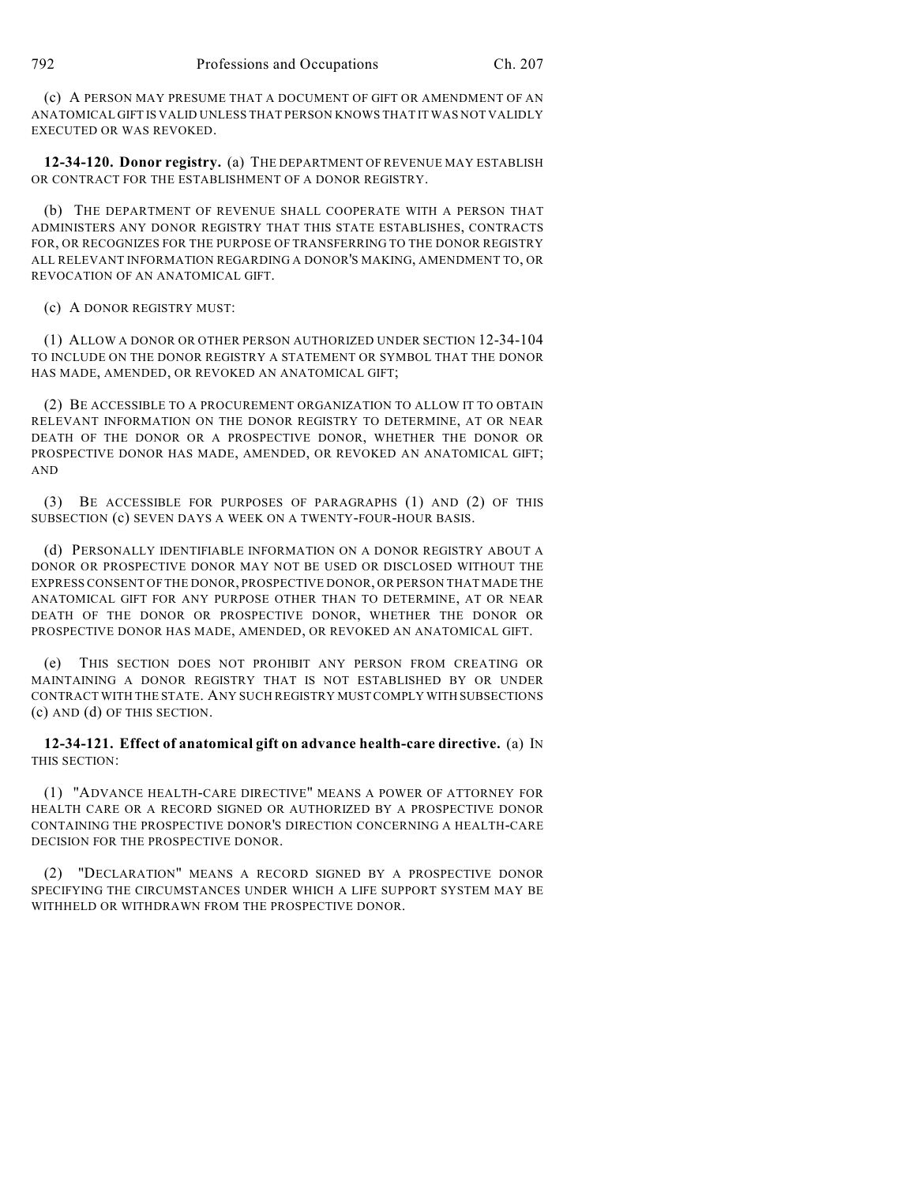(c) A PERSON MAY PRESUME THAT A DOCUMENT OF GIFT OR AMENDMENT OF AN ANATOMICAL GIFT IS VALID UNLESS THAT PERSON KNOWS THAT IT WAS NOT VALIDLY EXECUTED OR WAS REVOKED.

**12-34-120. Donor registry.** (a) THE DEPARTMENT OF REVENUE MAY ESTABLISH OR CONTRACT FOR THE ESTABLISHMENT OF A DONOR REGISTRY.

(b) THE DEPARTMENT OF REVENUE SHALL COOPERATE WITH A PERSON THAT ADMINISTERS ANY DONOR REGISTRY THAT THIS STATE ESTABLISHES, CONTRACTS FOR, OR RECOGNIZES FOR THE PURPOSE OF TRANSFERRING TO THE DONOR REGISTRY ALL RELEVANT INFORMATION REGARDING A DONOR'S MAKING, AMENDMENT TO, OR REVOCATION OF AN ANATOMICAL GIFT.

(c) A DONOR REGISTRY MUST:

(1) ALLOW A DONOR OR OTHER PERSON AUTHORIZED UNDER SECTION 12-34-104 TO INCLUDE ON THE DONOR REGISTRY A STATEMENT OR SYMBOL THAT THE DONOR HAS MADE, AMENDED, OR REVOKED AN ANATOMICAL GIFT;

(2) BE ACCESSIBLE TO A PROCUREMENT ORGANIZATION TO ALLOW IT TO OBTAIN RELEVANT INFORMATION ON THE DONOR REGISTRY TO DETERMINE, AT OR NEAR DEATH OF THE DONOR OR A PROSPECTIVE DONOR, WHETHER THE DONOR OR PROSPECTIVE DONOR HAS MADE, AMENDED, OR REVOKED AN ANATOMICAL GIFT; AND

(3) BE ACCESSIBLE FOR PURPOSES OF PARAGRAPHS (1) AND (2) OF THIS SUBSECTION (c) SEVEN DAYS A WEEK ON A TWENTY-FOUR-HOUR BASIS.

(d) PERSONALLY IDENTIFIABLE INFORMATION ON A DONOR REGISTRY ABOUT A DONOR OR PROSPECTIVE DONOR MAY NOT BE USED OR DISCLOSED WITHOUT THE EXPRESS CONSENT OF THE DONOR, PROSPECTIVE DONOR, OR PERSON THAT MADE THE ANATOMICAL GIFT FOR ANY PURPOSE OTHER THAN TO DETERMINE, AT OR NEAR DEATH OF THE DONOR OR PROSPECTIVE DONOR, WHETHER THE DONOR OR PROSPECTIVE DONOR HAS MADE, AMENDED, OR REVOKED AN ANATOMICAL GIFT.

(e) THIS SECTION DOES NOT PROHIBIT ANY PERSON FROM CREATING OR MAINTAINING A DONOR REGISTRY THAT IS NOT ESTABLISHED BY OR UNDER CONTRACT WITH THE STATE. ANY SUCH REGISTRY MUST COMPLY WITH SUBSECTIONS (c) AND (d) OF THIS SECTION.

**12-34-121. Effect of anatomical gift on advance health-care directive.** (a) IN THIS SECTION:

(1) "ADVANCE HEALTH-CARE DIRECTIVE" MEANS A POWER OF ATTORNEY FOR HEALTH CARE OR A RECORD SIGNED OR AUTHORIZED BY A PROSPECTIVE DONOR CONTAINING THE PROSPECTIVE DONOR'S DIRECTION CONCERNING A HEALTH-CARE DECISION FOR THE PROSPECTIVE DONOR.

(2) "DECLARATION" MEANS A RECORD SIGNED BY A PROSPECTIVE DONOR SPECIFYING THE CIRCUMSTANCES UNDER WHICH A LIFE SUPPORT SYSTEM MAY BE WITHHELD OR WITHDRAWN FROM THE PROSPECTIVE DONOR.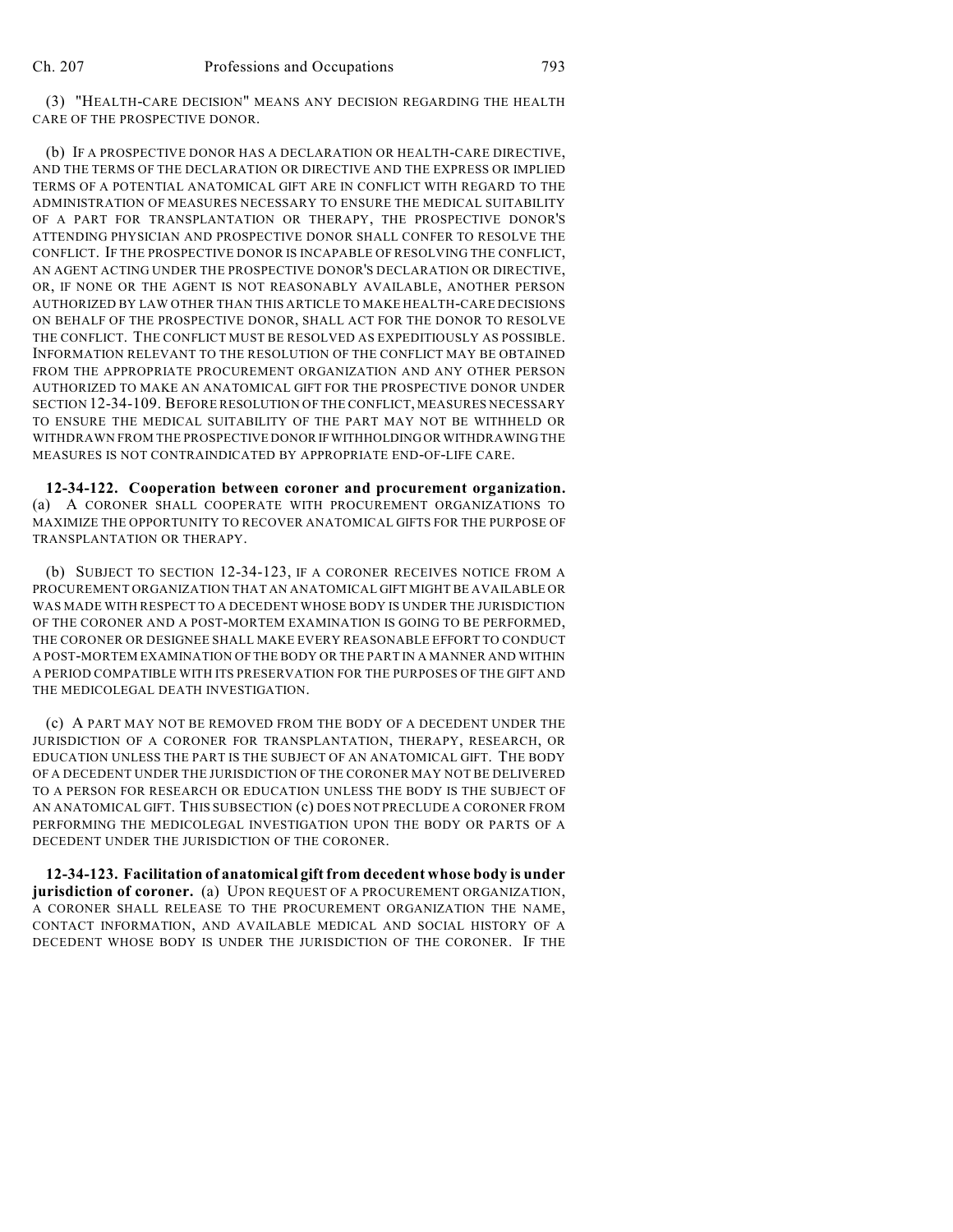(3) "HEALTH-CARE DECISION" MEANS ANY DECISION REGARDING THE HEALTH CARE OF THE PROSPECTIVE DONOR.

(b) IF A PROSPECTIVE DONOR HAS A DECLARATION OR HEALTH-CARE DIRECTIVE, AND THE TERMS OF THE DECLARATION OR DIRECTIVE AND THE EXPRESS OR IMPLIED TERMS OF A POTENTIAL ANATOMICAL GIFT ARE IN CONFLICT WITH REGARD TO THE ADMINISTRATION OF MEASURES NECESSARY TO ENSURE THE MEDICAL SUITABILITY OF A PART FOR TRANSPLANTATION OR THERAPY, THE PROSPECTIVE DONOR'S ATTENDING PHYSICIAN AND PROSPECTIVE DONOR SHALL CONFER TO RESOLVE THE CONFLICT. IF THE PROSPECTIVE DONOR IS INCAPABLE OF RESOLVING THE CONFLICT, AN AGENT ACTING UNDER THE PROSPECTIVE DONOR'S DECLARATION OR DIRECTIVE, OR, IF NONE OR THE AGENT IS NOT REASONABLY AVAILABLE, ANOTHER PERSON AUTHORIZED BY LAW OTHER THAN THIS ARTICLE TO MAKE HEALTH-CARE DECISIONS ON BEHALF OF THE PROSPECTIVE DONOR, SHALL ACT FOR THE DONOR TO RESOLVE THE CONFLICT. THE CONFLICT MUST BE RESOLVED AS EXPEDITIOUSLY AS POSSIBLE. INFORMATION RELEVANT TO THE RESOLUTION OF THE CONFLICT MAY BE OBTAINED FROM THE APPROPRIATE PROCUREMENT ORGANIZATION AND ANY OTHER PERSON AUTHORIZED TO MAKE AN ANATOMICAL GIFT FOR THE PROSPECTIVE DONOR UNDER SECTION 12-34-109. BEFORE RESOLUTION OF THE CONFLICT, MEASURES NECESSARY TO ENSURE THE MEDICAL SUITABILITY OF THE PART MAY NOT BE WITHHELD OR WITHDRAWN FROM THE PROSPECTIVE DONOR IF WITHHOLDING OR WITHDRAWING THE MEASURES IS NOT CONTRAINDICATED BY APPROPRIATE END-OF-LIFE CARE.

**12-34-122. Cooperation between coroner and procurement organization.** (a) A CORONER SHALL COOPERATE WITH PROCUREMENT ORGANIZATIONS TO MAXIMIZE THE OPPORTUNITY TO RECOVER ANATOMICAL GIFTS FOR THE PURPOSE OF TRANSPLANTATION OR THERAPY.

(b) SUBJECT TO SECTION 12-34-123, IF A CORONER RECEIVES NOTICE FROM A PROCUREMENT ORGANIZATION THAT AN ANATOMICAL GIFT MIGHT BE AVAILABLE OR WAS MADE WITH RESPECT TO A DECEDENT WHOSE BODY IS UNDER THE JURISDICTION OF THE CORONER AND A POST-MORTEM EXAMINATION IS GOING TO BE PERFORMED, THE CORONER OR DESIGNEE SHALL MAKE EVERY REASONABLE EFFORT TO CONDUCT A POST-MORTEM EXAMINATION OF THE BODY OR THE PART IN A MANNER AND WITHIN A PERIOD COMPATIBLE WITH ITS PRESERVATION FOR THE PURPOSES OF THE GIFT AND THE MEDICOLEGAL DEATH INVESTIGATION.

(c) A PART MAY NOT BE REMOVED FROM THE BODY OF A DECEDENT UNDER THE JURISDICTION OF A CORONER FOR TRANSPLANTATION, THERAPY, RESEARCH, OR EDUCATION UNLESS THE PART IS THE SUBJECT OF AN ANATOMICAL GIFT. THE BODY OF A DECEDENT UNDER THE JURISDICTION OF THE CORONER MAY NOT BE DELIVERED TO A PERSON FOR RESEARCH OR EDUCATION UNLESS THE BODY IS THE SUBJECT OF AN ANATOMICAL GIFT. THIS SUBSECTION (c) DOES NOT PRECLUDE A CORONER FROM PERFORMING THE MEDICOLEGAL INVESTIGATION UPON THE BODY OR PARTS OF A DECEDENT UNDER THE JURISDICTION OF THE CORONER.

**12-34-123. Facilitation of anatomical gift from decedent whose body is under jurisdiction of coroner.** (a) UPON REQUEST OF A PROCUREMENT ORGANIZATION, A CORONER SHALL RELEASE TO THE PROCUREMENT ORGANIZATION THE NAME, CONTACT INFORMATION, AND AVAILABLE MEDICAL AND SOCIAL HISTORY OF A DECEDENT WHOSE BODY IS UNDER THE JURISDICTION OF THE CORONER. IF THE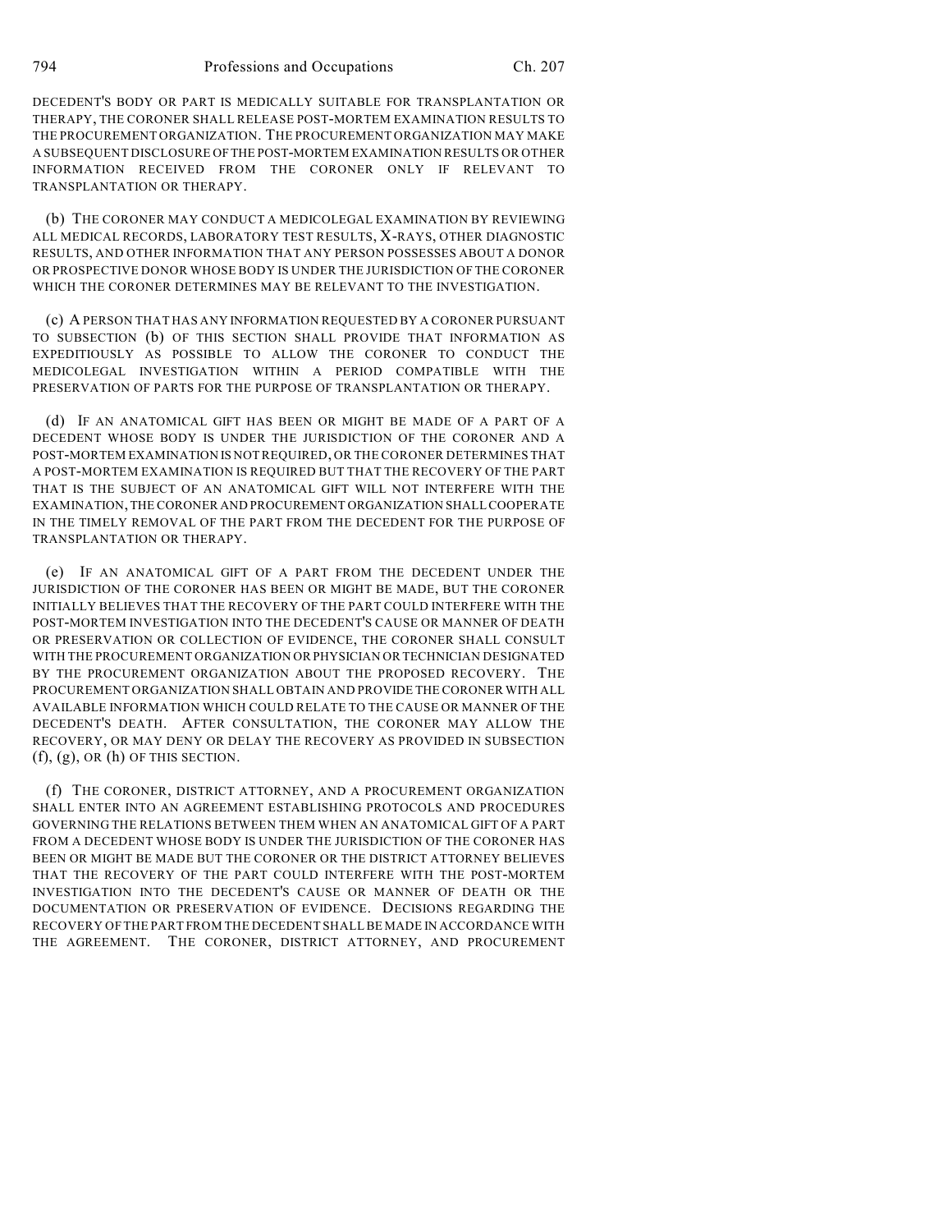DECEDENT'S BODY OR PART IS MEDICALLY SUITABLE FOR TRANSPLANTATION OR THERAPY, THE CORONER SHALL RELEASE POST-MORTEM EXAMINATION RESULTS TO THE PROCUREMENT ORGANIZATION. THE PROCUREMENT ORGANIZATION MAY MAKE A SUBSEQUENT DISCLOSURE OF THE POST-MORTEM EXAMINATION RESULTS OR OTHER INFORMATION RECEIVED FROM THE CORONER ONLY IF RELEVANT TO TRANSPLANTATION OR THERAPY.

(b) THE CORONER MAY CONDUCT A MEDICOLEGAL EXAMINATION BY REVIEWING ALL MEDICAL RECORDS, LABORATORY TEST RESULTS, X-RAYS, OTHER DIAGNOSTIC RESULTS, AND OTHER INFORMATION THAT ANY PERSON POSSESSES ABOUT A DONOR OR PROSPECTIVE DONOR WHOSE BODY IS UNDER THE JURISDICTION OF THE CORONER WHICH THE CORONER DETERMINES MAY BE RELEVANT TO THE INVESTIGATION.

(c) A PERSON THAT HAS ANY INFORMATION REQUESTED BY A CORONER PURSUANT TO SUBSECTION (b) OF THIS SECTION SHALL PROVIDE THAT INFORMATION AS EXPEDITIOUSLY AS POSSIBLE TO ALLOW THE CORONER TO CONDUCT THE MEDICOLEGAL INVESTIGATION WITHIN A PERIOD COMPATIBLE WITH THE PRESERVATION OF PARTS FOR THE PURPOSE OF TRANSPLANTATION OR THERAPY.

(d) IF AN ANATOMICAL GIFT HAS BEEN OR MIGHT BE MADE OF A PART OF A DECEDENT WHOSE BODY IS UNDER THE JURISDICTION OF THE CORONER AND A POST-MORTEM EXAMINATION IS NOT REQUIRED, OR THE CORONER DETERMINES THAT A POST-MORTEM EXAMINATION IS REQUIRED BUT THAT THE RECOVERY OF THE PART THAT IS THE SUBJECT OF AN ANATOMICAL GIFT WILL NOT INTERFERE WITH THE EXAMINATION, THE CORONER AND PROCUREMENT ORGANIZATION SHALL COOPERATE IN THE TIMELY REMOVAL OF THE PART FROM THE DECEDENT FOR THE PURPOSE OF TRANSPLANTATION OR THERAPY.

(e) IF AN ANATOMICAL GIFT OF A PART FROM THE DECEDENT UNDER THE JURISDICTION OF THE CORONER HAS BEEN OR MIGHT BE MADE, BUT THE CORONER INITIALLY BELIEVES THAT THE RECOVERY OF THE PART COULD INTERFERE WITH THE POST-MORTEM INVESTIGATION INTO THE DECEDENT'S CAUSE OR MANNER OF DEATH OR PRESERVATION OR COLLECTION OF EVIDENCE, THE CORONER SHALL CONSULT WITH THE PROCUREMENT ORGANIZATION OR PHYSICIAN OR TECHNICIAN DESIGNATED BY THE PROCUREMENT ORGANIZATION ABOUT THE PROPOSED RECOVERY. THE PROCUREMENT ORGANIZATION SHALL OBTAIN AND PROVIDE THE CORONER WITH ALL AVAILABLE INFORMATION WHICH COULD RELATE TO THE CAUSE OR MANNER OF THE DECEDENT'S DEATH. AFTER CONSULTATION, THE CORONER MAY ALLOW THE RECOVERY, OR MAY DENY OR DELAY THE RECOVERY AS PROVIDED IN SUBSECTION (f), (g), OR (h) OF THIS SECTION.

(f) THE CORONER, DISTRICT ATTORNEY, AND A PROCUREMENT ORGANIZATION SHALL ENTER INTO AN AGREEMENT ESTABLISHING PROTOCOLS AND PROCEDURES GOVERNING THE RELATIONS BETWEEN THEM WHEN AN ANATOMICAL GIFT OF A PART FROM A DECEDENT WHOSE BODY IS UNDER THE JURISDICTION OF THE CORONER HAS BEEN OR MIGHT BE MADE BUT THE CORONER OR THE DISTRICT ATTORNEY BELIEVES THAT THE RECOVERY OF THE PART COULD INTERFERE WITH THE POST-MORTEM INVESTIGATION INTO THE DECEDENT'S CAUSE OR MANNER OF DEATH OR THE DOCUMENTATION OR PRESERVATION OF EVIDENCE. DECISIONS REGARDING THE RECOVERY OF THE PART FROM THE DECEDENT SHALL BE MADE IN ACCORDANCE WITH THE AGREEMENT. THE CORONER, DISTRICT ATTORNEY, AND PROCUREMENT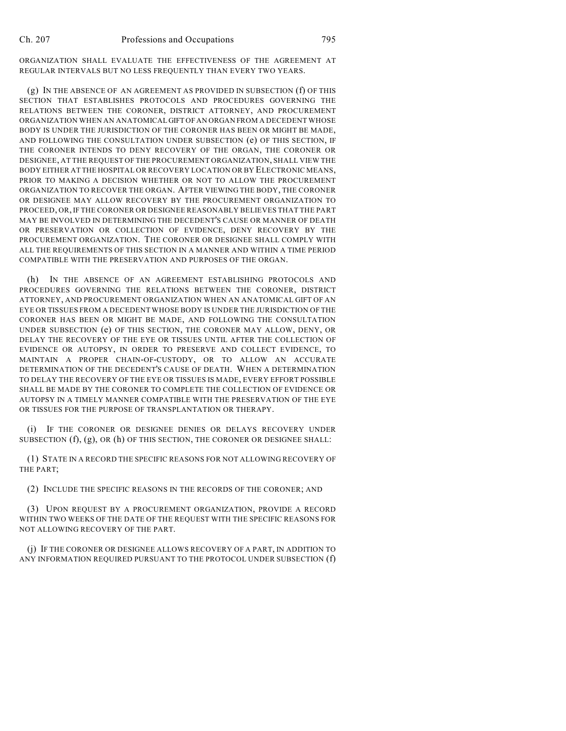ORGANIZATION SHALL EVALUATE THE EFFECTIVENESS OF THE AGREEMENT AT REGULAR INTERVALS BUT NO LESS FREQUENTLY THAN EVERY TWO YEARS.

(g) IN THE ABSENCE OF AN AGREEMENT AS PROVIDED IN SUBSECTION (f) OF THIS SECTION THAT ESTABLISHES PROTOCOLS AND PROCEDURES GOVERNING THE RELATIONS BETWEEN THE CORONER, DISTRICT ATTORNEY, AND PROCUREMENT ORGANIZATION WHEN AN ANATOMICAL GIFT OF AN ORGAN FROM A DECEDENT WHOSE BODY IS UNDER THE JURISDICTION OF THE CORONER HAS BEEN OR MIGHT BE MADE, AND FOLLOWING THE CONSULTATION UNDER SUBSECTION (e) OF THIS SECTION, IF THE CORONER INTENDS TO DENY RECOVERY OF THE ORGAN, THE CORONER OR DESIGNEE, AT THE REQUEST OF THE PROCUREMENT ORGANIZATION, SHALL VIEW THE BODY EITHER AT THE HOSPITAL OR RECOVERY LOCATION OR BY ELECTRONIC MEANS, PRIOR TO MAKING A DECISION WHETHER OR NOT TO ALLOW THE PROCUREMENT ORGANIZATION TO RECOVER THE ORGAN. AFTER VIEWING THE BODY, THE CORONER OR DESIGNEE MAY ALLOW RECOVERY BY THE PROCUREMENT ORGANIZATION TO PROCEED, OR, IF THE CORONER OR DESIGNEE REASONABLY BELIEVES THAT THE PART MAY BE INVOLVED IN DETERMINING THE DECEDENT'S CAUSE OR MANNER OF DEATH OR PRESERVATION OR COLLECTION OF EVIDENCE, DENY RECOVERY BY THE PROCUREMENT ORGANIZATION. THE CORONER OR DESIGNEE SHALL COMPLY WITH ALL THE REQUIREMENTS OF THIS SECTION IN A MANNER AND WITHIN A TIME PERIOD COMPATIBLE WITH THE PRESERVATION AND PURPOSES OF THE ORGAN.

(h) IN THE ABSENCE OF AN AGREEMENT ESTABLISHING PROTOCOLS AND PROCEDURES GOVERNING THE RELATIONS BETWEEN THE CORONER, DISTRICT ATTORNEY, AND PROCUREMENT ORGANIZATION WHEN AN ANATOMICAL GIFT OF AN EYE OR TISSUES FROM A DECEDENT WHOSE BODY IS UNDER THE JURISDICTION OF THE CORONER HAS BEEN OR MIGHT BE MADE, AND FOLLOWING THE CONSULTATION UNDER SUBSECTION (e) OF THIS SECTION, THE CORONER MAY ALLOW, DENY, OR DELAY THE RECOVERY OF THE EYE OR TISSUES UNTIL AFTER THE COLLECTION OF EVIDENCE OR AUTOPSY, IN ORDER TO PRESERVE AND COLLECT EVIDENCE, TO MAINTAIN A PROPER CHAIN-OF-CUSTODY, OR TO ALLOW AN ACCURATE DETERMINATION OF THE DECEDENT'S CAUSE OF DEATH. WHEN A DETERMINATION TO DELAY THE RECOVERY OF THE EYE OR TISSUES IS MADE, EVERY EFFORT POSSIBLE SHALL BE MADE BY THE CORONER TO COMPLETE THE COLLECTION OF EVIDENCE OR AUTOPSY IN A TIMELY MANNER COMPATIBLE WITH THE PRESERVATION OF THE EYE OR TISSUES FOR THE PURPOSE OF TRANSPLANTATION OR THERAPY.

(i) IF THE CORONER OR DESIGNEE DENIES OR DELAYS RECOVERY UNDER SUBSECTION (f), (g), OR (h) OF THIS SECTION, THE CORONER OR DESIGNEE SHALL:

(1) STATE IN A RECORD THE SPECIFIC REASONS FOR NOT ALLOWING RECOVERY OF THE PART;

(2) INCLUDE THE SPECIFIC REASONS IN THE RECORDS OF THE CORONER; AND

(3) UPON REQUEST BY A PROCUREMENT ORGANIZATION, PROVIDE A RECORD WITHIN TWO WEEKS OF THE DATE OF THE REQUEST WITH THE SPECIFIC REASONS FOR NOT ALLOWING RECOVERY OF THE PART.

(j) IF THE CORONER OR DESIGNEE ALLOWS RECOVERY OF A PART, IN ADDITION TO ANY INFORMATION REQUIRED PURSUANT TO THE PROTOCOL UNDER SUBSECTION (f)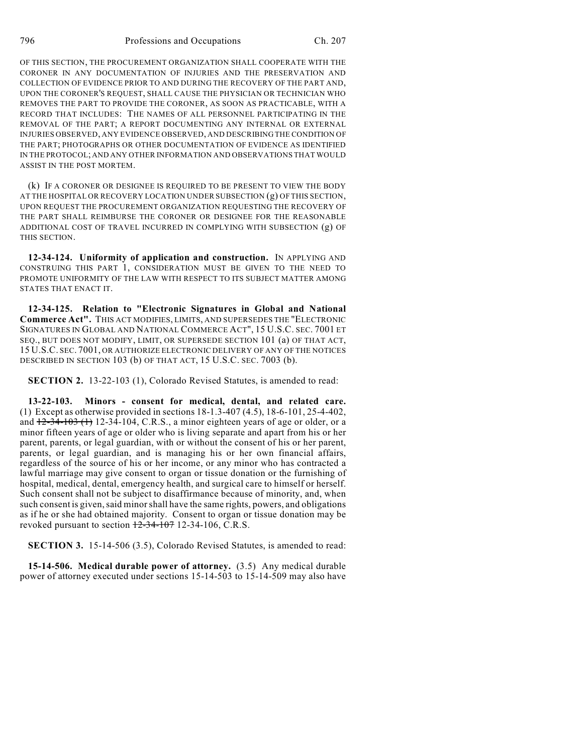OF THIS SECTION, THE PROCUREMENT ORGANIZATION SHALL COOPERATE WITH THE CORONER IN ANY DOCUMENTATION OF INJURIES AND THE PRESERVATION AND COLLECTION OF EVIDENCE PRIOR TO AND DURING THE RECOVERY OF THE PART AND, UPON THE CORONER'S REQUEST, SHALL CAUSE THE PHYSICIAN OR TECHNICIAN WHO REMOVES THE PART TO PROVIDE THE CORONER, AS SOON AS PRACTICABLE, WITH A RECORD THAT INCLUDES: THE NAMES OF ALL PERSONNEL PARTICIPATING IN THE REMOVAL OF THE PART; A REPORT DOCUMENTING ANY INTERNAL OR EXTERNAL INJURIES OBSERVED, ANY EVIDENCE OBSERVED, AND DESCRIBING THE CONDITION OF THE PART; PHOTOGRAPHS OR OTHER DOCUMENTATION OF EVIDENCE AS IDENTIFIED IN THE PROTOCOL; AND ANY OTHER INFORMATION AND OBSERVATIONS THAT WOULD ASSIST IN THE POST MORTEM.

(k) IF A CORONER OR DESIGNEE IS REQUIRED TO BE PRESENT TO VIEW THE BODY AT THE HOSPITAL OR RECOVERY LOCATION UNDER SUBSECTION (g) OF THIS SECTION, UPON REQUEST THE PROCUREMENT ORGANIZATION REQUESTING THE RECOVERY OF THE PART SHALL REIMBURSE THE CORONER OR DESIGNEE FOR THE REASONABLE ADDITIONAL COST OF TRAVEL INCURRED IN COMPLYING WITH SUBSECTION (g) OF THIS SECTION.

**12-34-124. Uniformity of application and construction.** IN APPLYING AND CONSTRUING THIS PART 1, CONSIDERATION MUST BE GIVEN TO THE NEED TO PROMOTE UNIFORMITY OF THE LAW WITH RESPECT TO ITS SUBJECT MATTER AMONG STATES THAT ENACT IT.

**12-34-125. Relation to "Electronic Signatures in Global and National Commerce Act".** THIS ACT MODIFIES, LIMITS, AND SUPERSEDES THE "ELECTRONIC SIGNATURES IN GLOBAL AND NATIONAL COMMERCE ACT", 15 U.S.C. SEC. 7001 ET SEQ., BUT DOES NOT MODIFY, LIMIT, OR SUPERSEDE SECTION 101 (a) OF THAT ACT, 15 U.S.C. SEC. 7001, OR AUTHORIZE ELECTRONIC DELIVERY OF ANY OF THE NOTICES DESCRIBED IN SECTION 103 (b) OF THAT ACT, 15 U.S.C. SEC. 7003 (b).

**SECTION 2.** 13-22-103 (1), Colorado Revised Statutes, is amended to read:

**13-22-103. Minors - consent for medical, dental, and related care.** (1) Except as otherwise provided in sections 18-1.3-407 (4.5), 18-6-101, 25-4-402, and ~~12-34-103 (1)~~ 12-34-104, C.R.S., a minor eighteen years of age or older, or a minor fifteen years of age or older who is living separate and apart from his or her parent, parents, or legal guardian, with or without the consent of his or her parent, parents, or legal guardian, and is managing his or her own financial affairs, regardless of the source of his or her income, or any minor who has contracted a lawful marriage may give consent to organ or tissue donation or the furnishing of hospital, medical, dental, emergency health, and surgical care to himself or herself. Such consent shall not be subject to disaffirmance because of minority, and, when such consent is given, said minor shall have the same rights, powers, and obligations as if he or she had obtained majority. Consent to organ or tissue donation may be revoked pursuant to section ~~12-34-107~~ 12-34-106, C.R.S.

**SECTION 3.** 15-14-506 (3.5), Colorado Revised Statutes, is amended to read:

**15-14-506. Medical durable power of attorney.** (3.5) Any medical durable power of attorney executed under sections 15-14-503 to 15-14-509 may also have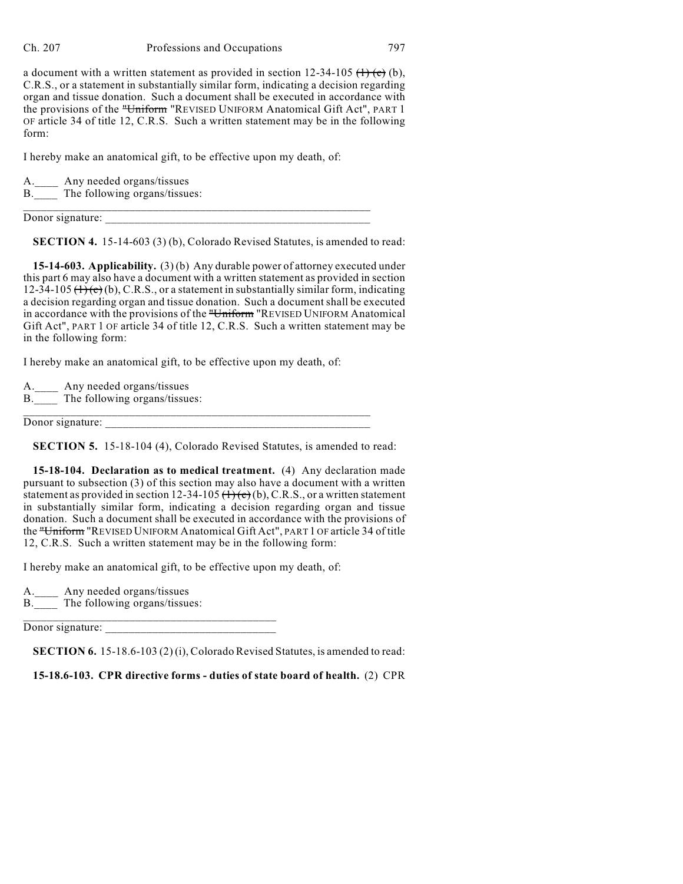a document with a written statement as provided in section 12-34-105 ~~(1) (c)~~ (b), C.R.S., or a statement in substantially similar form, indicating a decision regarding organ and tissue donation. Such a document shall be executed in accordance with the provisions of the ~~"Uniform~~ "REVISED UNIFORM Anatomical Gift Act", PART 1 OF article 34 of title 12, C.R.S. Such a written statement may be in the following form:

I hereby make an anatomical gift, to be effective upon my death, of:

A.____ Any needed organs/tissues
B.____ The following organs/tissues:
_____________________________________________________________
Donor signature: _____________________________________________

**SECTION 4.** 15-14-603 (3) (b), Colorado Revised Statutes, is amended to read:

**15-14-603. Applicability.** (3) (b) Any durable power of attorney executed under this part 6 may also have a document with a written statement as provided in section 12-34-105 ~~(1) (c)~~ (b), C.R.S., or a statement in substantially similar form, indicating a decision regarding organ and tissue donation. Such a document shall be executed in accordance with the provisions of the ~~"Uniform~~ "REVISED UNIFORM Anatomical Gift Act", PART 1 OF article 34 of title 12, C.R.S. Such a written statement may be in the following form:

I hereby make an anatomical gift, to be effective upon my death, of:

A.____ Any needed organs/tissues
B.____ The following organs/tissues:
_____________________________________________________________
Donor signature: _____________________________________________

**SECTION 5.** 15-18-104 (4), Colorado Revised Statutes, is amended to read:

**15-18-104. Declaration as to medical treatment.** (4) Any declaration made pursuant to subsection (3) of this section may also have a document with a written statement as provided in section 12-34-105 ~~(1) (c)~~ (b), C.R.S., or a written statement in substantially similar form, indicating a decision regarding organ and tissue donation. Such a document shall be executed in accordance with the provisions of the ~~"Uniform~~ "REVISED UNIFORM Anatomical Gift Act", PART 1 OF article 34 of title 12, C.R.S. Such a written statement may be in the following form:

I hereby make an anatomical gift, to be effective upon my death, of:

A.____ Any needed organs/tissues
B.____ The following organs/tissues:
___________________________________________
Donor signature: ___________________________

**SECTION 6.** 15-18.6-103 (2) (i), Colorado Revised Statutes, is amended to read:

**15-18.6-103. CPR directive forms - duties of state board of health.** (2) CPR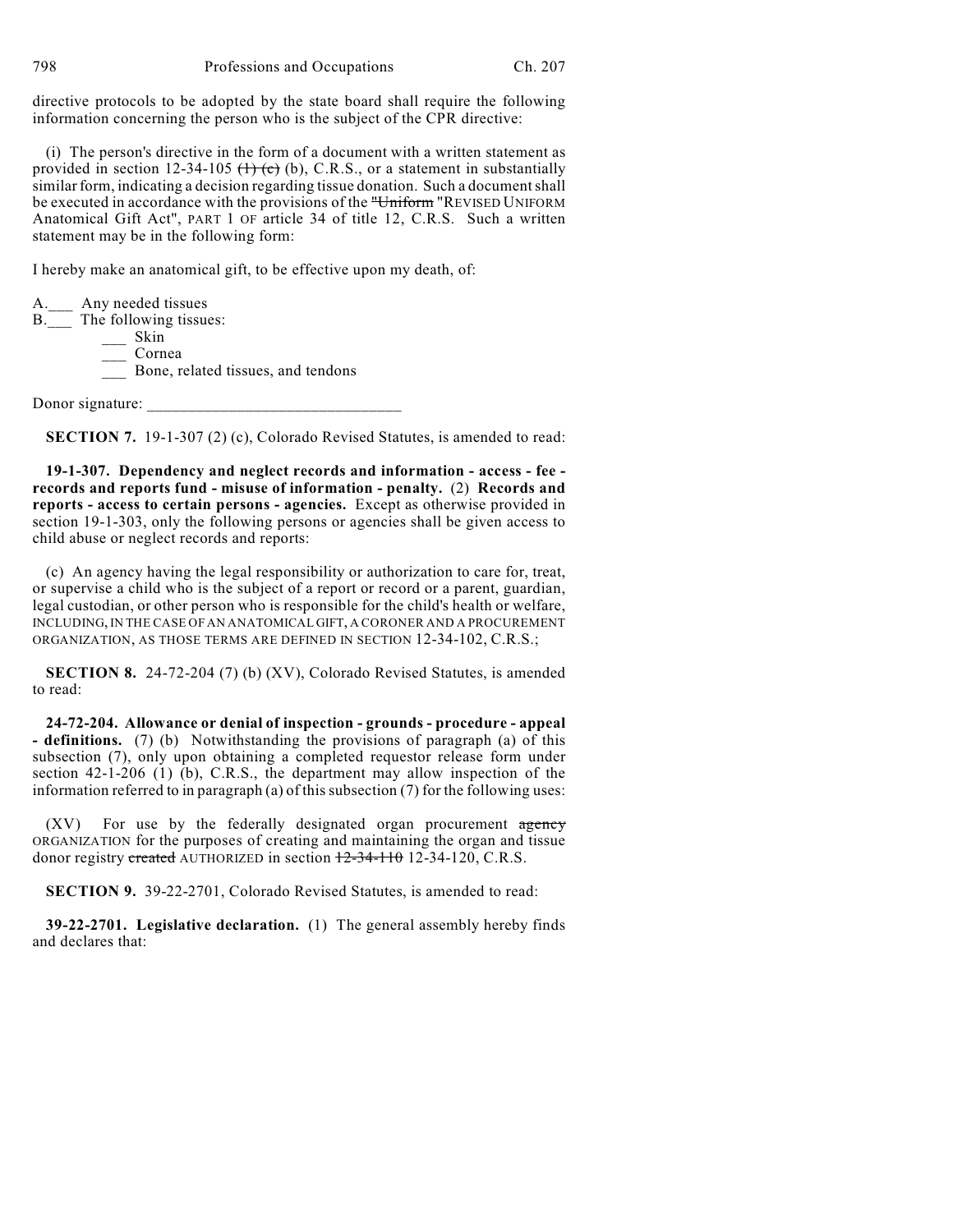directive protocols to be adopted by the state board shall require the following information concerning the person who is the subject of the CPR directive:

(i) The person's directive in the form of a document with a written statement as provided in section 12-34-105 ~~(1) (c)~~ (b), C.R.S., or a statement in substantially similar form, indicating a decision regarding tissue donation. Such a document shall be executed in accordance with the provisions of the ~~"Uniform~~ "REVISED UNIFORM Anatomical Gift Act", PART 1 OF article 34 of title 12, C.R.S. Such a written statement may be in the following form:

I hereby make an anatomical gift, to be effective upon my death, of:

A.___ Any needed tissues
B.___ The following tissues:
___ Skin
___ Cornea
___ Bone, related tissues, and tendons

Donor signature: ______________________________

**SECTION 7.** 19-1-307 (2) (c), Colorado Revised Statutes, is amended to read:

**19-1-307. Dependency and neglect records and information - access - fee - records and reports fund - misuse of information - penalty.** (2) **Records and reports - access to certain persons - agencies.** Except as otherwise provided in section 19-1-303, only the following persons or agencies shall be given access to child abuse or neglect records and reports:

(c) An agency having the legal responsibility or authorization to care for, treat, or supervise a child who is the subject of a report or record or a parent, guardian, legal custodian, or other person who is responsible for the child's health or welfare, INCLUDING, IN THE CASE OF AN ANATOMICAL GIFT, A CORONER AND A PROCUREMENT ORGANIZATION, AS THOSE TERMS ARE DEFINED IN SECTION 12-34-102, C.R.S.;

**SECTION 8.** 24-72-204 (7) (b) (XV), Colorado Revised Statutes, is amended to read:

**24-72-204. Allowance or denial of inspection - grounds - procedure - appeal - definitions.** (7) (b) Notwithstanding the provisions of paragraph (a) of this subsection (7), only upon obtaining a completed requestor release form under section 42-1-206 (1) (b), C.R.S., the department may allow inspection of the information referred to in paragraph (a) of this subsection (7) for the following uses:

(XV) For use by the federally designated organ procurement ~~agency~~ ORGANIZATION for the purposes of creating and maintaining the organ and tissue donor registry ~~created~~ AUTHORIZED in section ~~12-34-110~~ 12-34-120, C.R.S.

**SECTION 9.** 39-22-2701, Colorado Revised Statutes, is amended to read:

**39-22-2701. Legislative declaration.** (1) The general assembly hereby finds and declares that: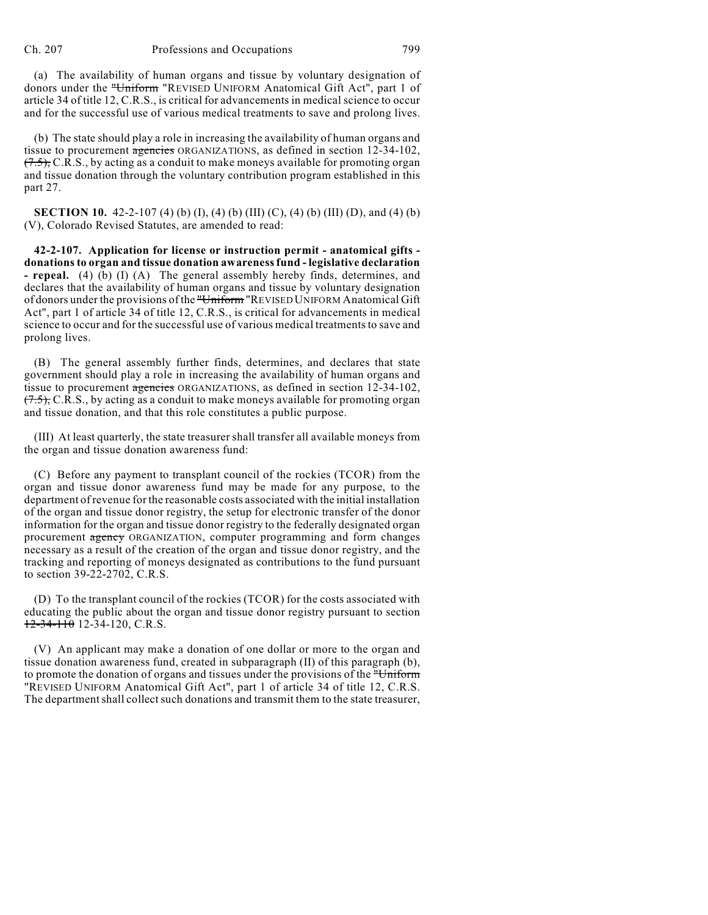(a) The availability of human organs and tissue by voluntary designation of donors under the ~~"Uniform~~ "REVISED UNIFORM Anatomical Gift Act", part 1 of article 34 of title 12, C.R.S., is critical for advancements in medical science to occur and for the successful use of various medical treatments to save and prolong lives.

(b) The state should play a role in increasing the availability of human organs and tissue to procurement ~~agencies~~ ORGANIZATIONS, as defined in section 12-34-102, ~~(7.5),~~ C.R.S., by acting as a conduit to make moneys available for promoting organ and tissue donation through the voluntary contribution program established in this part 27.

**SECTION 10.** 42-2-107 (4) (b) (I), (4) (b) (III) (C), (4) (b) (III) (D), and (4) (b) (V), Colorado Revised Statutes, are amended to read:

**42-2-107. Application for license or instruction permit - anatomical gifts - donations to organ and tissue donation awareness fund - legislative declaration - repeal.** (4) (b) (I) (A) The general assembly hereby finds, determines, and declares that the availability of human organs and tissue by voluntary designation of donors under the provisions of the ~~"Uniform~~ "REVISED UNIFORM Anatomical Gift Act", part 1 of article 34 of title 12, C.R.S., is critical for advancements in medical science to occur and for the successful use of various medical treatments to save and prolong lives.

(B) The general assembly further finds, determines, and declares that state government should play a role in increasing the availability of human organs and tissue to procurement ~~agencies~~ ORGANIZATIONS, as defined in section 12-34-102, ~~(7.5),~~ C.R.S., by acting as a conduit to make moneys available for promoting organ and tissue donation, and that this role constitutes a public purpose.

(III) At least quarterly, the state treasurer shall transfer all available moneys from the organ and tissue donation awareness fund:

(C) Before any payment to transplant council of the rockies (TCOR) from the organ and tissue donor awareness fund may be made for any purpose, to the department of revenue for the reasonable costs associated with the initial installation of the organ and tissue donor registry, the setup for electronic transfer of the donor information for the organ and tissue donor registry to the federally designated organ procurement ~~agency~~ ORGANIZATION, computer programming and form changes necessary as a result of the creation of the organ and tissue donor registry, and the tracking and reporting of moneys designated as contributions to the fund pursuant to section 39-22-2702, C.R.S.

(D) To the transplant council of the rockies (TCOR) for the costs associated with educating the public about the organ and tissue donor registry pursuant to section ~~12-34-110~~ 12-34-120, C.R.S.

(V) An applicant may make a donation of one dollar or more to the organ and tissue donation awareness fund, created in subparagraph (II) of this paragraph (b), to promote the donation of organs and tissues under the provisions of the ~~"Uniform~~ "REVISED UNIFORM Anatomical Gift Act", part 1 of article 34 of title 12, C.R.S. The department shall collect such donations and transmit them to the state treasurer,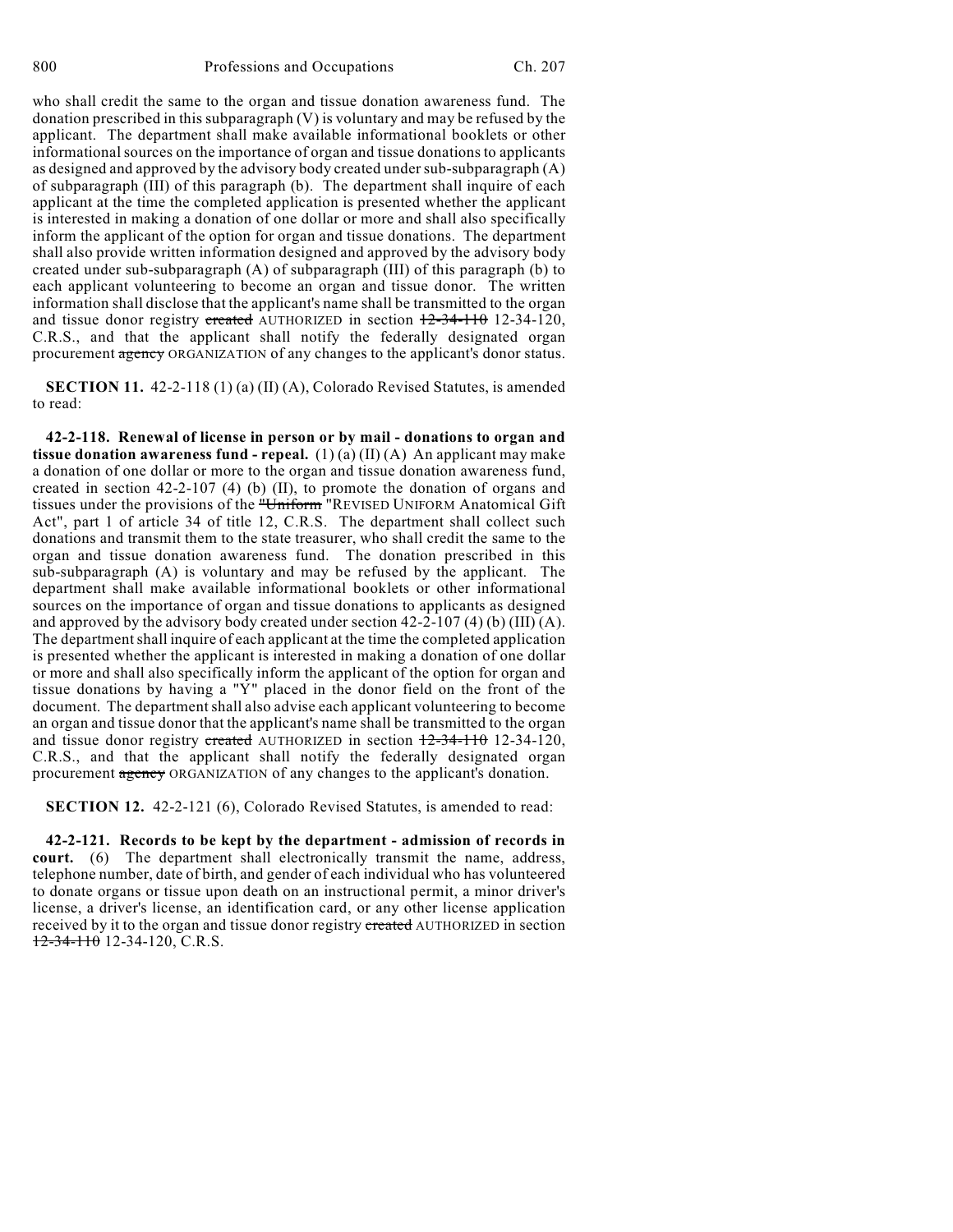who shall credit the same to the organ and tissue donation awareness fund. The donation prescribed in this subparagraph (V) is voluntary and may be refused by the applicant. The department shall make available informational booklets or other informational sources on the importance of organ and tissue donations to applicants as designed and approved by the advisory body created under sub-subparagraph (A) of subparagraph (III) of this paragraph (b). The department shall inquire of each applicant at the time the completed application is presented whether the applicant is interested in making a donation of one dollar or more and shall also specifically inform the applicant of the option for organ and tissue donations. The department shall also provide written information designed and approved by the advisory body created under sub-subparagraph (A) of subparagraph (III) of this paragraph (b) to each applicant volunteering to become an organ and tissue donor. The written information shall disclose that the applicant's name shall be transmitted to the organ and tissue donor registry ~~created~~ AUTHORIZED in section ~~12-34-110~~ 12-34-120, C.R.S., and that the applicant shall notify the federally designated organ procurement ~~agency~~ ORGANIZATION of any changes to the applicant's donor status.

**SECTION 11.** 42-2-118 (1) (a) (II) (A), Colorado Revised Statutes, is amended to read:

**42-2-118. Renewal of license in person or by mail - donations to organ and tissue donation awareness fund - repeal.** (1) (a) (II) (A) An applicant may make a donation of one dollar or more to the organ and tissue donation awareness fund, created in section 42-2-107 (4) (b) (II), to promote the donation of organs and tissues under the provisions of the ~~"Uniform~~ "REVISED UNIFORM Anatomical Gift Act", part 1 of article 34 of title 12, C.R.S. The department shall collect such donations and transmit them to the state treasurer, who shall credit the same to the organ and tissue donation awareness fund. The donation prescribed in this sub-subparagraph (A) is voluntary and may be refused by the applicant. The department shall make available informational booklets or other informational sources on the importance of organ and tissue donations to applicants as designed and approved by the advisory body created under section 42-2-107 (4) (b) (III) (A). The department shall inquire of each applicant at the time the completed application is presented whether the applicant is interested in making a donation of one dollar or more and shall also specifically inform the applicant of the option for organ and tissue donations by having a "Y" placed in the donor field on the front of the document. The department shall also advise each applicant volunteering to become an organ and tissue donor that the applicant's name shall be transmitted to the organ and tissue donor registry ~~created~~ AUTHORIZED in section ~~12-34-110~~ 12-34-120, C.R.S., and that the applicant shall notify the federally designated organ procurement ~~agency~~ ORGANIZATION of any changes to the applicant's donation.

**SECTION 12.** 42-2-121 (6), Colorado Revised Statutes, is amended to read:

**42-2-121. Records to be kept by the department - admission of records in court.** (6) The department shall electronically transmit the name, address, telephone number, date of birth, and gender of each individual who has volunteered to donate organs or tissue upon death on an instructional permit, a minor driver's license, a driver's license, an identification card, or any other license application received by it to the organ and tissue donor registry ~~created~~ AUTHORIZED in section ~~12-34-110~~ 12-34-120, C.R.S.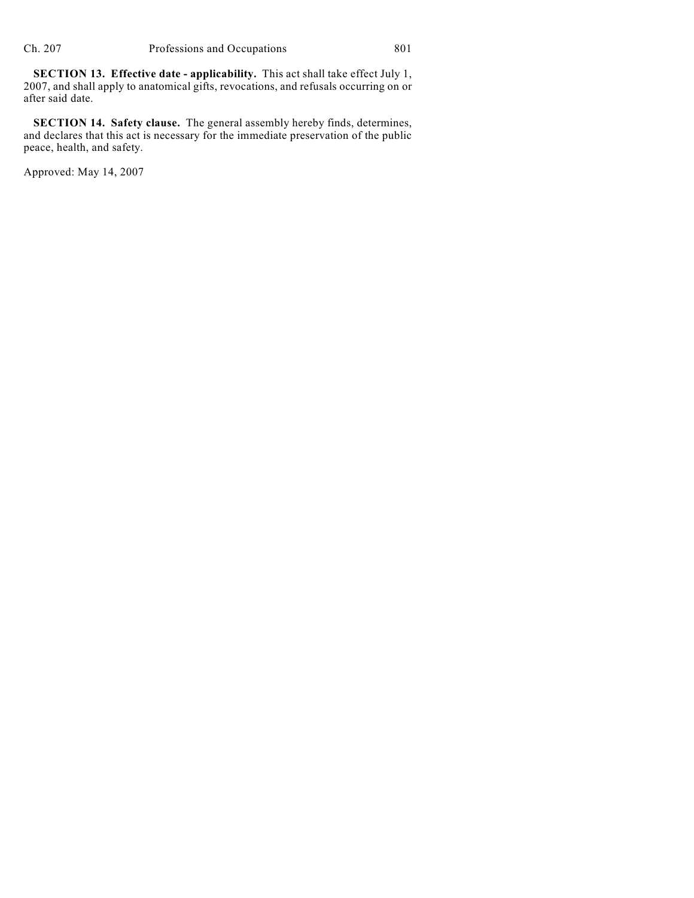**SECTION 13. Effective date - applicability.** This act shall take effect July 1, 2007, and shall apply to anatomical gifts, revocations, and refusals occurring on or after said date.

**SECTION 14. Safety clause.** The general assembly hereby finds, determines, and declares that this act is necessary for the immediate preservation of the public peace, health, and safety.

Approved: May 14, 2007